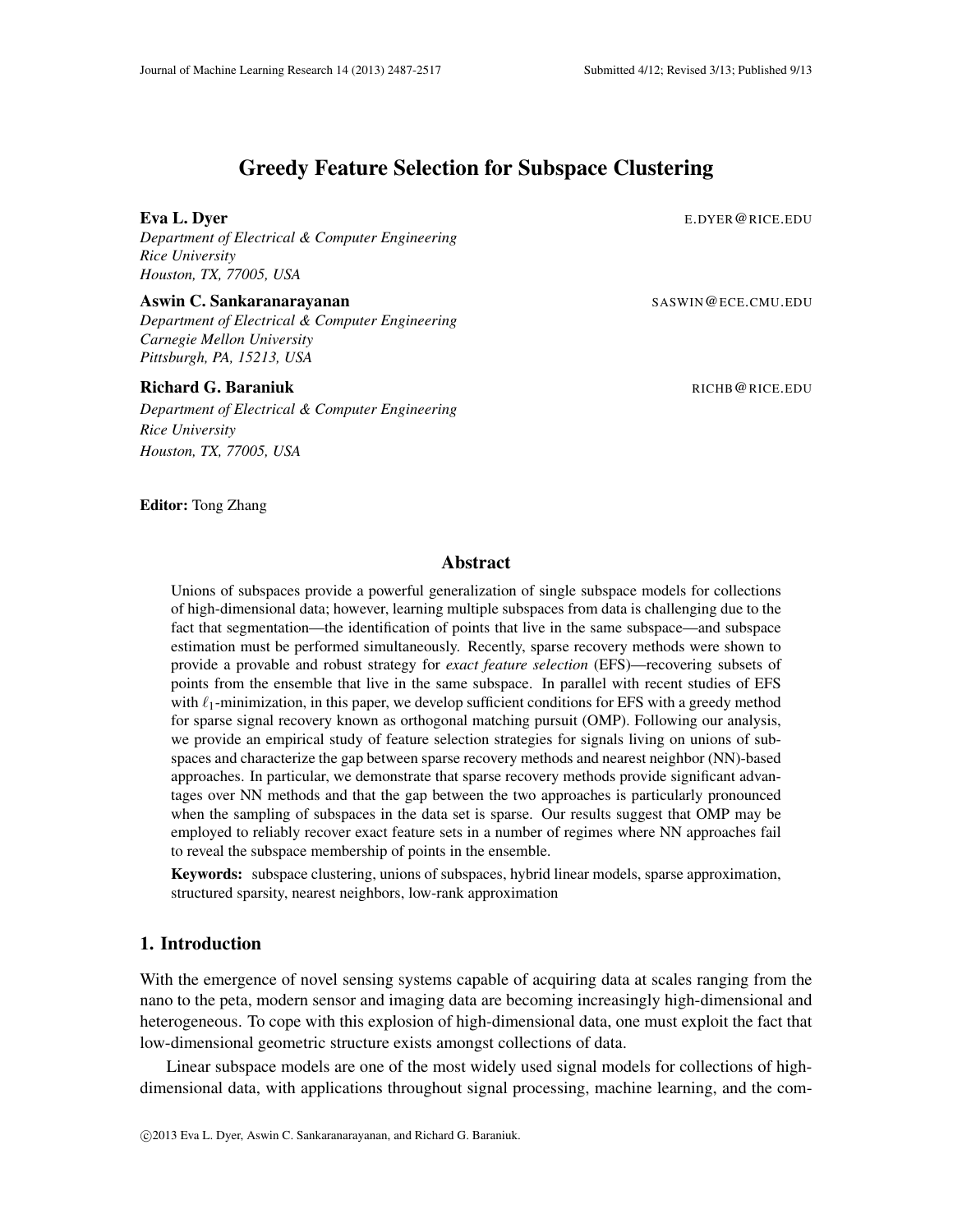# Greedy Feature Selection for Subspace Clustering

**Eva L. Dyer** E.DYER@RICE.EDU
*Department of Electrical & Computer Engineering*
*Rice University*
*Houston, TX, 77005, USA*

**Aswin C. Sankaranarayanan** SASWIN@ECE.CMU.EDU
*Department of Electrical & Computer Engineering*
*Carnegie Mellon University*
*Pittsburgh, PA, 15213, USA*

**Richard G. Baraniuk** RICHB@RICE.EDU
*Department of Electrical & Computer Engineering*
*Rice University*
*Houston, TX, 77005, USA*

**Editor:** Tong Zhang

## Abstract

Unions of subspaces provide a powerful generalization of single subspace models for collections of high-dimensional data; however, learning multiple subspaces from data is challenging due to the fact that segmentation—the identification of points that live in the same subspace—and subspace estimation must be performed simultaneously. Recently, sparse recovery methods were shown to provide a provable and robust strategy for *exact feature selection* (EFS)—recovering subsets of points from the ensemble that live in the same subspace. In parallel with recent studies of EFS with $\ell_1$-minimization, in this paper, we develop sufficient conditions for EFS with a greedy method for sparse signal recovery known as orthogonal matching pursuit (OMP). Following our analysis, we provide an empirical study of feature selection strategies for signals living on unions of subspaces and characterize the gap between sparse recovery methods and nearest neighbor (NN)-based approaches. In particular, we demonstrate that sparse recovery methods provide significant advantages over NN methods and that the gap between the two approaches is particularly pronounced when the sampling of subspaces in the data set is sparse. Our results suggest that OMP may be employed to reliably recover exact feature sets in a number of regimes where NN approaches fail to reveal the subspace membership of points in the ensemble.

**Keywords:** subspace clustering, unions of subspaces, hybrid linear models, sparse approximation, structured sparsity, nearest neighbors, low-rank approximation

## 1. Introduction

With the emergence of novel sensing systems capable of acquiring data at scales ranging from the nano to the peta, modern sensor and imaging data are becoming increasingly high-dimensional and heterogeneous. To cope with this explosion of high-dimensional data, one must exploit the fact that low-dimensional geometric structure exists amongst collections of data.

Linear subspace models are one of the most widely used signal models for collections of high-dimensional data, with applications throughout signal processing, machine learning, and the com-

©2013 Eva L. Dyer, Aswin C. Sankaranarayanan, and Richard G. Baraniuk.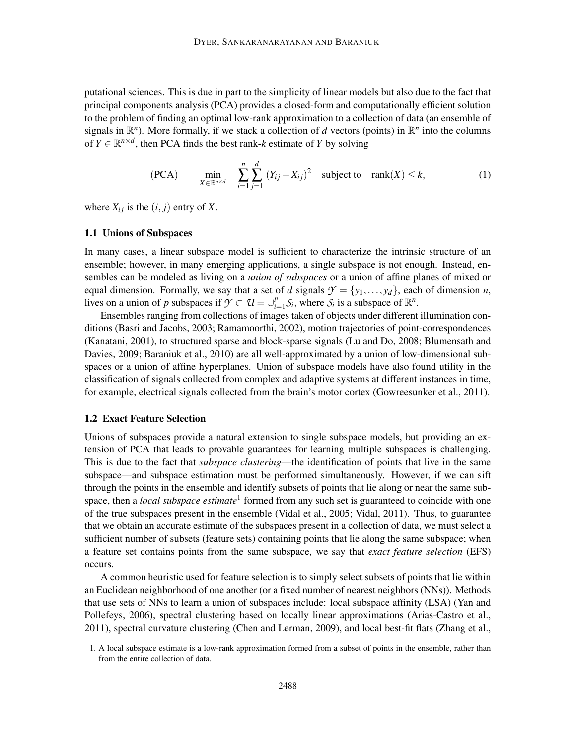putational sciences. This is due in part to the simplicity of linear models but also due to the fact that principal components analysis (PCA) provides a closed-form and computationally efficient solution to the problem of finding an optimal low-rank approximation to a collection of data (an ensemble of signals in $\mathbb{R}^n$). More formally, if we stack a collection of $d$ vectors (points) in $\mathbb{R}^n$ into the columns of $Y \in \mathbb{R}^{n \times d}$, then PCA finds the best rank-$k$ estimate of $Y$ by solving

$$\text{(PCA)} \qquad \min_{X \in \mathbb{R}^{n \times d}} \quad \sum_{i=1}^{n} \sum_{j=1}^{d} (Y_{ij} - X_{ij})^2 \quad \text{subject to} \quad \operatorname{rank}(X) \leq k, \tag{1}$$

where $X_{ij}$ is the $(i, j)$ entry of $X$.

### 1.1 Unions of Subspaces

In many cases, a linear subspace model is sufficient to characterize the intrinsic structure of an ensemble; however, in many emerging applications, a single subspace is not enough. Instead, ensembles can be modeled as living on a *union of subspaces* or a union of affine planes of mixed or equal dimension. Formally, we say that a set of $d$ signals $\mathcal{Y} = \{y_1, \ldots, y_d\}$, each of dimension $n$, lives on a union of $p$ subspaces if $\mathcal{Y} \subset \mathcal{U} = \cup_{i=1}^{p} \mathcal{S}_i$, where $\mathcal{S}_i$ is a subspace of $\mathbb{R}^n$.

Ensembles ranging from collections of images taken of objects under different illumination conditions (Basri and Jacobs, 2003; Ramamoorthi, 2002), motion trajectories of point-correspondences (Kanatani, 2001), to structured sparse and block-sparse signals (Lu and Do, 2008; Blumensath and Davies, 2009; Baraniuk et al., 2010) are all well-approximated by a union of low-dimensional subspaces or a union of affine hyperplanes. Union of subspace models have also found utility in the classification of signals collected from complex and adaptive systems at different instances in time, for example, electrical signals collected from the brain's motor cortex (Gowreesunker et al., 2011).

### 1.2 Exact Feature Selection

Unions of subspaces provide a natural extension to single subspace models, but providing an extension of PCA that leads to provable guarantees for learning multiple subspaces is challenging. This is due to the fact that *subspace clustering*—the identification of points that live in the same subspace—and subspace estimation must be performed simultaneously. However, if we can sift through the points in the ensemble and identify subsets of points that lie along or near the same subspace, then a *local subspace estimate*[1] formed from any such set is guaranteed to coincide with one of the true subspaces present in the ensemble (Vidal et al., 2005; Vidal, 2011). Thus, to guarantee that we obtain an accurate estimate of the subspaces present in a collection of data, we must select a sufficient number of subsets (feature sets) containing points that lie along the same subspace; when a feature set contains points from the same subspace, we say that *exact feature selection* (EFS) occurs.

A common heuristic used for feature selection is to simply select subsets of points that lie within an Euclidean neighborhood of one another (or a fixed number of nearest neighbors (NNs)). Methods that use sets of NNs to learn a union of subspaces include: local subspace affinity (LSA) (Yan and Pollefeys, 2006), spectral clustering based on locally linear approximations (Arias-Castro et al., 2011), spectral curvature clustering (Chen and Lerman, 2009), and local best-fit flats (Zhang et al.,

1. A local subspace estimate is a low-rank approximation formed from a subset of points in the ensemble, rather than from the entire collection of data.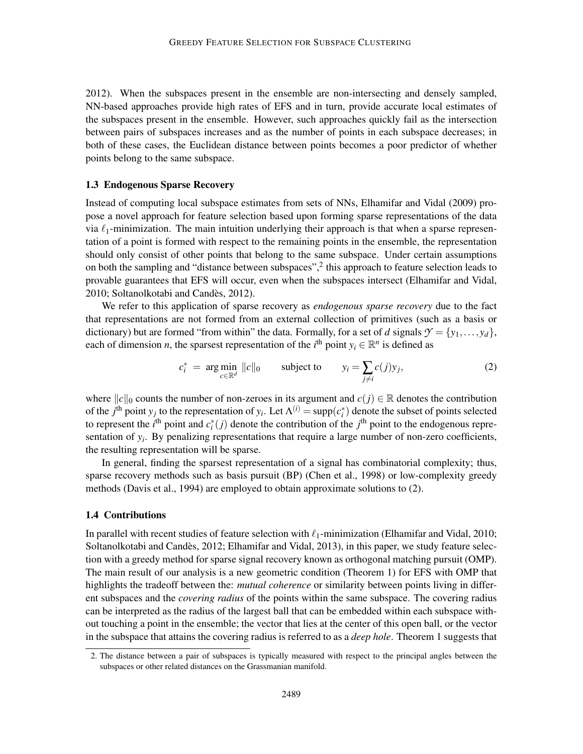2012). When the subspaces present in the ensemble are non-intersecting and densely sampled, NN-based approaches provide high rates of EFS and in turn, provide accurate local estimates of the subspaces present in the ensemble. However, such approaches quickly fail as the intersection between pairs of subspaces increases and as the number of points in each subspace decreases; in both of these cases, the Euclidean distance between points becomes a poor predictor of whether points belong to the same subspace.

### 1.3 Endogenous Sparse Recovery

Instead of computing local subspace estimates from sets of NNs, Elhamifar and Vidal (2009) propose a novel approach for feature selection based upon forming sparse representations of the data via $\ell_1$-minimization. The main intuition underlying their approach is that when a sparse representation of a point is formed with respect to the remaining points in the ensemble, the representation should only consist of other points that belong to the same subspace. Under certain assumptions on both the sampling and "distance between subspaces",[2] this approach to feature selection leads to provable guarantees that EFS will occur, even when the subspaces intersect (Elhamifar and Vidal, 2010; Soltanolkotabi and Candès, 2012).

We refer to this application of sparse recovery as *endogenous sparse recovery* due to the fact that representations are not formed from an external collection of primitives (such as a basis or dictionary) but are formed "from within" the data. Formally, for a set of $d$ signals $\mathcal{Y} = \{y_1, \ldots, y_d\}$, each of dimension $n$, the sparsest representation of the $i^{\text{th}}$ point $y_i \in \mathbb{R}^n$ is defined as

$$c_i^* \;=\; \underset{c \in \mathbb{R}^d}{\arg\min} \; \|c\|_0 \qquad \text{subject to} \qquad y_i = \sum_{j \neq i} c(j) y_j, \tag{2}$$

where $\|c\|_0$ counts the number of non-zeroes in its argument and $c(j) \in \mathbb{R}$ denotes the contribution of the $j^{\text{th}}$ point $y_j$ to the representation of $y_i$. Let $\Lambda^{(i)} = \text{supp}(c_i^*)$ denote the subset of points selected to represent the $i^{\text{th}}$ point and $c_i^*(j)$ denote the contribution of the $j^{\text{th}}$ point to the endogenous representation of $y_i$. By penalizing representations that require a large number of non-zero coefficients, the resulting representation will be sparse.

In general, finding the sparsest representation of a signal has combinatorial complexity; thus, sparse recovery methods such as basis pursuit (BP) (Chen et al., 1998) or low-complexity greedy methods (Davis et al., 1994) are employed to obtain approximate solutions to (2).

### 1.4 Contributions

In parallel with recent studies of feature selection with $\ell_1$-minimization (Elhamifar and Vidal, 2010; Soltanolkotabi and Candès, 2012; Elhamifar and Vidal, 2013), in this paper, we study feature selection with a greedy method for sparse signal recovery known as orthogonal matching pursuit (OMP). The main result of our analysis is a new geometric condition (Theorem 1) for EFS with OMP that highlights the tradeoff between the: *mutual coherence* or similarity between points living in different subspaces and the *covering radius* of the points within the same subspace. The covering radius can be interpreted as the radius of the largest ball that can be embedded within each subspace without touching a point in the ensemble; the vector that lies at the center of this open ball, or the vector in the subspace that attains the covering radius is referred to as a *deep hole*. Theorem 1 suggests that

[2] The distance between a pair of subspaces is typically measured with respect to the principal angles between the subspaces or other related distances on the Grassmanian manifold.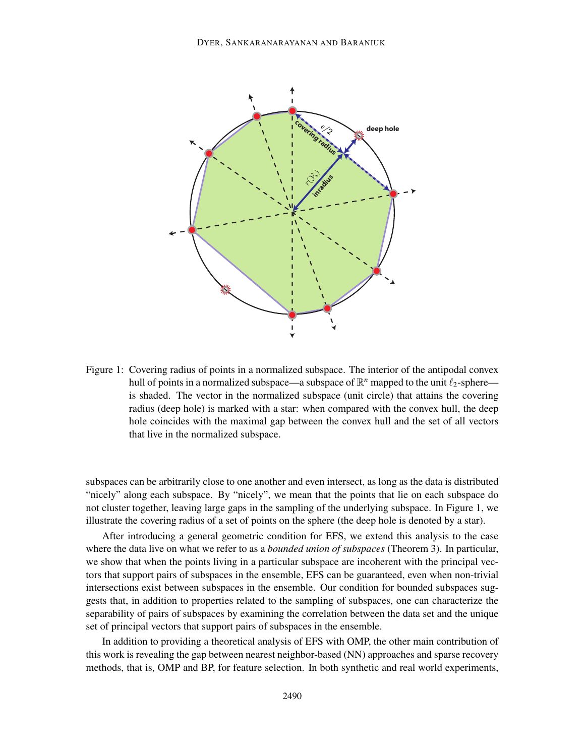deep hole

covering radius

$\epsilon/2$

$r(\mathcal{Y}_i)$

inradius

Figure 1: Covering radius of points in a normalized subspace. The interior of the antipodal convex hull of points in a normalized subspace—a subspace of $\mathbb{R}^n$ mapped to the unit $\ell_2$-sphere—is shaded. The vector in the normalized subspace (unit circle) that attains the covering radius (deep hole) is marked with a star: when compared with the convex hull, the deep hole coincides with the maximal gap between the convex hull and the set of all vectors that live in the normalized subspace.

subspaces can be arbitrarily close to one another and even intersect, as long as the data is distributed "nicely" along each subspace. By "nicely", we mean that the points that lie on each subspace do not cluster together, leaving large gaps in the sampling of the underlying subspace. In Figure 1, we illustrate the covering radius of a set of points on the sphere (the deep hole is denoted by a star).

After introducing a general geometric condition for EFS, we extend this analysis to the case where the data live on what we refer to as a *bounded union of subspaces* (Theorem 3). In particular, we show that when the points living in a particular subspace are incoherent with the principal vectors that support pairs of subspaces in the ensemble, EFS can be guaranteed, even when non-trivial intersections exist between subspaces in the ensemble. Our condition for bounded subspaces suggests that, in addition to properties related to the sampling of subspaces, one can characterize the separability of pairs of subspaces by examining the correlation between the data set and the unique set of principal vectors that support pairs of subspaces in the ensemble.

In addition to providing a theoretical analysis of EFS with OMP, the other main contribution of this work is revealing the gap between nearest neighbor-based (NN) approaches and sparse recovery methods, that is, OMP and BP, for feature selection. In both synthetic and real world experiments,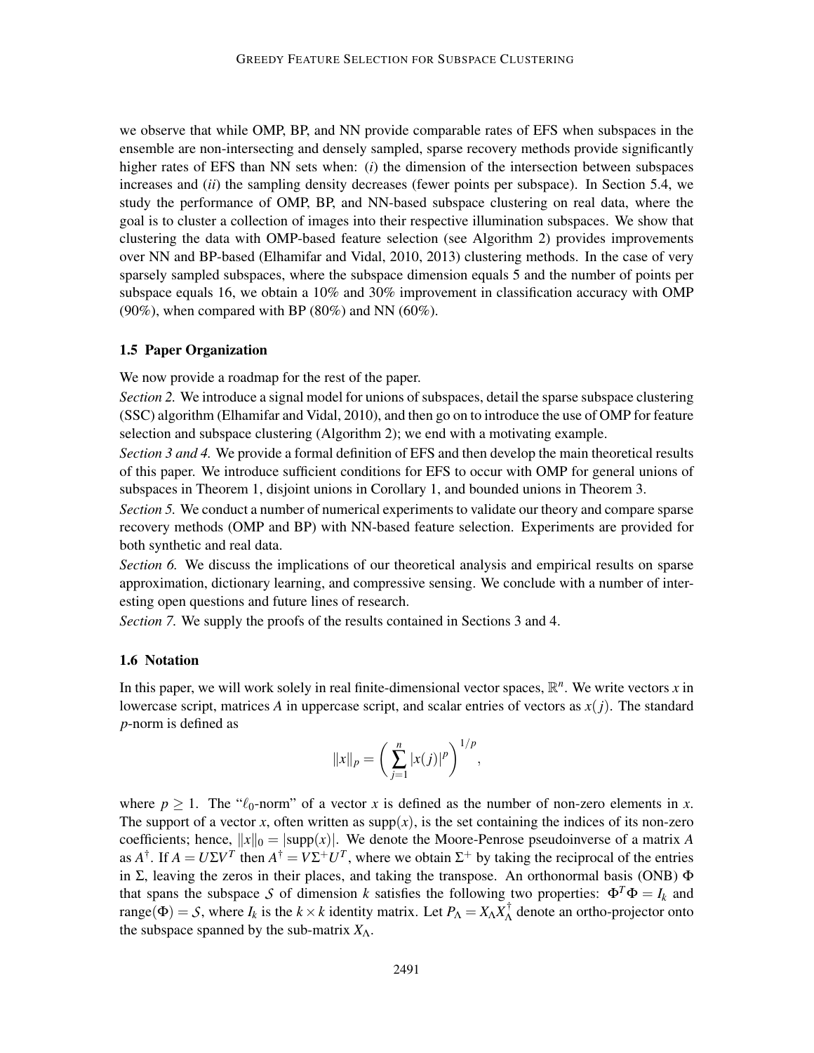we observe that while OMP, BP, and NN provide comparable rates of EFS when subspaces in the ensemble are non-intersecting and densely sampled, sparse recovery methods provide significantly higher rates of EFS than NN sets when: (*i*) the dimension of the intersection between subspaces increases and (*ii*) the sampling density decreases (fewer points per subspace). In Section 5.4, we study the performance of OMP, BP, and NN-based subspace clustering on real data, where the goal is to cluster a collection of images into their respective illumination subspaces. We show that clustering the data with OMP-based feature selection (see Algorithm 2) provides improvements over NN and BP-based (Elhamifar and Vidal, 2010, 2013) clustering methods. In the case of very sparsely sampled subspaces, where the subspace dimension equals 5 and the number of points per subspace equals 16, we obtain a 10% and 30% improvement in classification accuracy with OMP (90%), when compared with BP (80%) and NN (60%).

### 1.5 Paper Organization

We now provide a roadmap for the rest of the paper.

*Section 2.* We introduce a signal model for unions of subspaces, detail the sparse subspace clustering (SSC) algorithm (Elhamifar and Vidal, 2010), and then go on to introduce the use of OMP for feature selection and subspace clustering (Algorithm 2); we end with a motivating example.

*Section 3 and 4.* We provide a formal definition of EFS and then develop the main theoretical results of this paper. We introduce sufficient conditions for EFS to occur with OMP for general unions of subspaces in Theorem 1, disjoint unions in Corollary 1, and bounded unions in Theorem 3.

*Section 5.* We conduct a number of numerical experiments to validate our theory and compare sparse recovery methods (OMP and BP) with NN-based feature selection. Experiments are provided for both synthetic and real data.

*Section 6.* We discuss the implications of our theoretical analysis and empirical results on sparse approximation, dictionary learning, and compressive sensing. We conclude with a number of interesting open questions and future lines of research.

*Section 7.* We supply the proofs of the results contained in Sections 3 and 4.

### 1.6 Notation

In this paper, we will work solely in real finite-dimensional vector spaces, $\mathbb{R}^n$. We write vectors $x$ in lowercase script, matrices $A$ in uppercase script, and scalar entries of vectors as $x(j)$. The standard $p$-norm is defined as

$$\|x\|_p = \left( \sum_{j=1}^{n} |x(j)|^p \right)^{1/p},$$

where $p \geq 1$. The "$\ell_0$-norm" of a vector $x$ is defined as the number of non-zero elements in $x$. The support of a vector $x$, often written as $\text{supp}(x)$, is the set containing the indices of its non-zero coefficients; hence, $\|x\|_0 = |\text{supp}(x)|$. We denote the Moore-Penrose pseudoinverse of a matrix $A$ as $A^\dagger$. If $A = U\Sigma V^T$ then $A^\dagger = V\Sigma^+ U^T$, where we obtain $\Sigma^+$ by taking the reciprocal of the entries in $\Sigma$, leaving the zeros in their places, and taking the transpose. An orthonormal basis (ONB) $\Phi$ that spans the subspace $\mathcal{S}$ of dimension $k$ satisfies the following two properties: $\Phi^T \Phi = I_k$ and $\text{range}(\Phi) = \mathcal{S}$, where $I_k$ is the $k \times k$ identity matrix. Let $P_\Lambda = X_\Lambda X_\Lambda^\dagger$ denote an ortho-projector onto the subspace spanned by the sub-matrix $X_\Lambda$.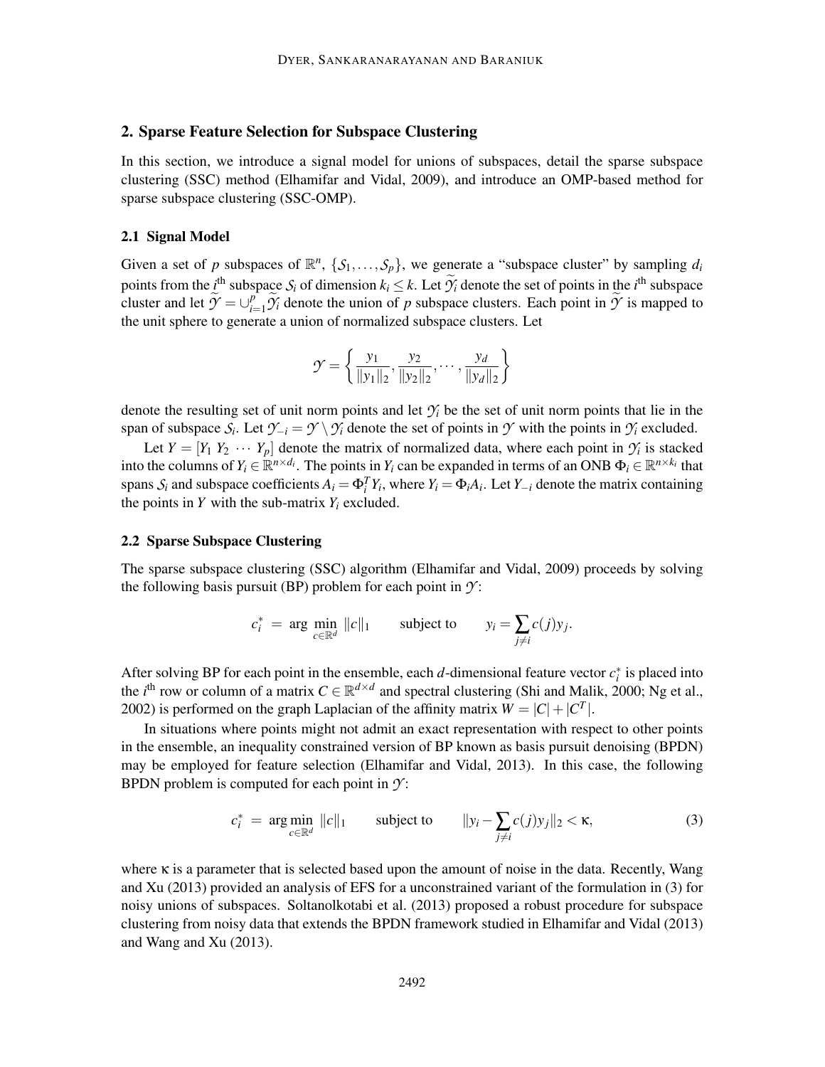## 2. Sparse Feature Selection for Subspace Clustering

In this section, we introduce a signal model for unions of subspaces, detail the sparse subspace clustering (SSC) method (Elhamifar and Vidal, 2009), and introduce an OMP-based method for sparse subspace clustering (SSC-OMP).

### 2.1 Signal Model

Given a set of $p$ subspaces of $\mathbb{R}^n$, $\{\mathcal{S}_1, \ldots, \mathcal{S}_p\}$, we generate a "subspace cluster" by sampling $d_i$ points from the $i^{\text{th}}$ subspace $\mathcal{S}_i$ of dimension $k_i \leq k$. Let $\widetilde{\mathcal{Y}}_i$ denote the set of points in the $i^{\text{th}}$ subspace cluster and let $\widetilde{\mathcal{Y}} = \cup_{i=1}^{p} \widetilde{\mathcal{Y}}_i$ denote the union of $p$ subspace clusters. Each point in $\widetilde{\mathcal{Y}}$ is mapped to the unit sphere to generate a union of normalized subspace clusters. Let

$$\mathcal{Y} = \left\{ \frac{y_1}{\|y_1\|_2}, \frac{y_2}{\|y_2\|_2}, \cdots, \frac{y_d}{\|y_d\|_2} \right\}$$

denote the resulting set of unit norm points and let $\mathcal{Y}_i$ be the set of unit norm points that lie in the span of subspace $\mathcal{S}_i$. Let $\mathcal{Y}_{-i} = \mathcal{Y} \setminus \mathcal{Y}_i$ denote the set of points in $\mathcal{Y}$ with the points in $\mathcal{Y}_i$ excluded.

Let $Y = [Y_1 \; Y_2 \; \cdots \; Y_p]$ denote the matrix of normalized data, where each point in $\mathcal{Y}_i$ is stacked into the columns of $Y_i \in \mathbb{R}^{n \times d_i}$. The points in $Y_i$ can be expanded in terms of an ONB $\Phi_i \in \mathbb{R}^{n \times k_i}$ that spans $\mathcal{S}_i$ and subspace coefficients $A_i = \Phi_i^T Y_i$, where $Y_i = \Phi_i A_i$. Let $Y_{-i}$ denote the matrix containing the points in $Y$ with the sub-matrix $Y_i$ excluded.

### 2.2 Sparse Subspace Clustering

The sparse subspace clustering (SSC) algorithm (Elhamifar and Vidal, 2009) proceeds by solving the following basis pursuit (BP) problem for each point in $\mathcal{Y}$:

$$c_i^* \; = \; \arg \min_{c \in \mathbb{R}^d} \|c\|_1 \qquad \text{subject to} \qquad y_i = \sum_{j \neq i} c(j) y_j.$$

After solving BP for each point in the ensemble, each $d$-dimensional feature vector $c_i^*$ is placed into the $i^{\text{th}}$ row or column of a matrix $C \in \mathbb{R}^{d \times d}$ and spectral clustering (Shi and Malik, 2000; Ng et al., 2002) is performed on the graph Laplacian of the affinity matrix $W = |C| + |C^T|$.

In situations where points might not admit an exact representation with respect to other points in the ensemble, an inequality constrained version of BP known as basis pursuit denoising (BPDN) may be employed for feature selection (Elhamifar and Vidal, 2013). In this case, the following BPDN problem is computed for each point in $\mathcal{Y}$:

$$c_i^* \; = \; \arg\min_{c \in \mathbb{R}^d} \|c\|_1 \qquad \text{subject to} \qquad \|y_i - \sum_{j \neq i} c(j) y_j\|_2 < \kappa, \tag{3}$$

where $\kappa$ is a parameter that is selected based upon the amount of noise in the data. Recently, Wang and Xu (2013) provided an analysis of EFS for a unconstrained variant of the formulation in (3) for noisy unions of subspaces. Soltanolkotabi et al. (2013) proposed a robust procedure for subspace clustering from noisy data that extends the BPDN framework studied in Elhamifar and Vidal (2013) and Wang and Xu (2013).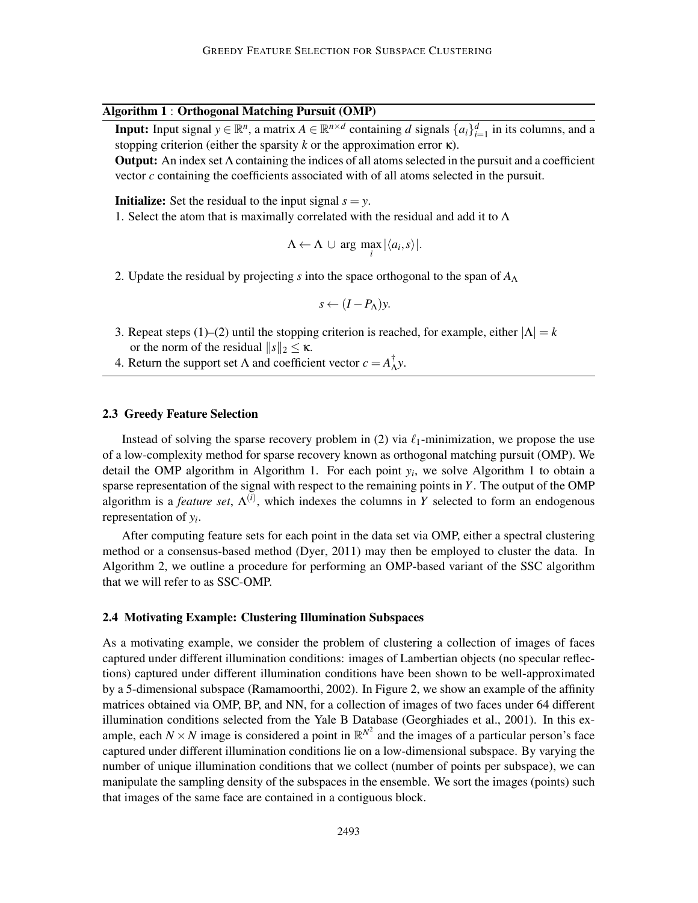**Algorithm 1** : **Orthogonal Matching Pursuit (OMP)**

**Input:** Input signal $y \in \mathbb{R}^n$, a matrix $A \in \mathbb{R}^{n \times d}$ containing $d$ signals $\{a_i\}_{i=1}^d$ in its columns, and a stopping criterion (either the sparsity $k$ or the approximation error $\kappa$).

**Output:** An index set $\Lambda$ containing the indices of all atoms selected in the pursuit and a coefficient vector $c$ containing the coefficients associated with of all atoms selected in the pursuit.

**Initialize:** Set the residual to the input signal $s = y$.

1. Select the atom that is maximally correlated with the residual and add it to $\Lambda$

$$\Lambda \leftarrow \Lambda \cup \arg\max_i |\langle a_i, s \rangle|.$$

2. Update the residual by projecting $s$ into the space orthogonal to the span of $A_\Lambda$

$$s \leftarrow (I - P_\Lambda)y.$$

3. Repeat steps (1)–(2) until the stopping criterion is reached, for example, either $|\Lambda| = k$ or the norm of the residual $\|s\|_2 \leq \kappa$.
4. Return the support set $\Lambda$ and coefficient vector $c = A_\Lambda^\dagger y$.

### 2.3 Greedy Feature Selection

Instead of solving the sparse recovery problem in (2) via $\ell_1$-minimization, we propose the use of a low-complexity method for sparse recovery known as orthogonal matching pursuit (OMP). We detail the OMP algorithm in Algorithm 1. For each point $y_i$, we solve Algorithm 1 to obtain a sparse representation of the signal with respect to the remaining points in $Y$. The output of the OMP algorithm is a *feature set*, $\Lambda^{(i)}$, which indexes the columns in $Y$ selected to form an endogenous representation of $y_i$.

After computing feature sets for each point in the data set via OMP, either a spectral clustering method or a consensus-based method (Dyer, 2011) may then be employed to cluster the data. In Algorithm 2, we outline a procedure for performing an OMP-based variant of the SSC algorithm that we will refer to as SSC-OMP.

### 2.4 Motivating Example: Clustering Illumination Subspaces

As a motivating example, we consider the problem of clustering a collection of images of faces captured under different illumination conditions: images of Lambertian objects (no specular reflections) captured under different illumination conditions have been shown to be well-approximated by a 5-dimensional subspace (Ramamoorthi, 2002). In Figure 2, we show an example of the affinity matrices obtained via OMP, BP, and NN, for a collection of images of two faces under 64 different illumination conditions selected from the Yale B Database (Georghiades et al., 2001). In this example, each $N \times N$ image is considered a point in $\mathbb{R}^{N^2}$ and the images of a particular person's face captured under different illumination conditions lie on a low-dimensional subspace. By varying the number of unique illumination conditions that we collect (number of points per subspace), we can manipulate the sampling density of the subspaces in the ensemble. We sort the images (points) such that images of the same face are contained in a contiguous block.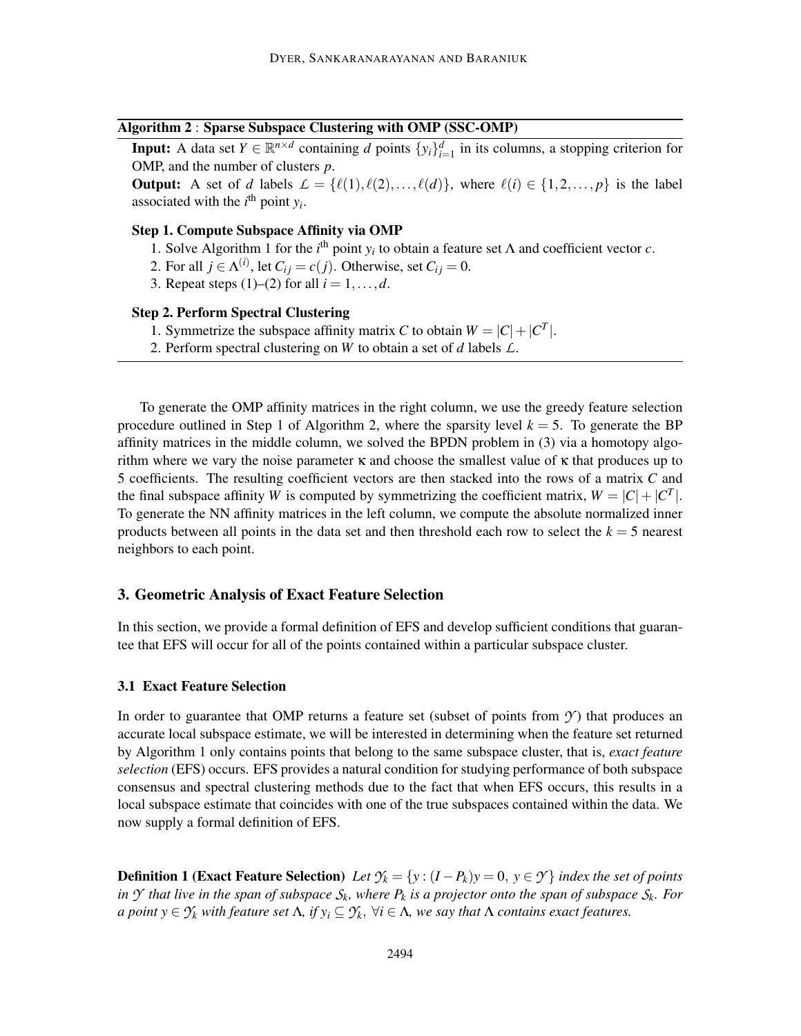---

**Algorithm 2** : **Sparse Subspace Clustering with OMP (SSC-OMP)**

**Input:** A data set $Y \in \mathbb{R}^{n \times d}$ containing $d$ points $\{y_i\}_{i=1}^d$ in its columns, a stopping criterion for OMP, and the number of clusters $p$.

**Output:** A set of $d$ labels $\mathcal{L} = \{\ell(1), \ell(2), \ldots, \ell(d)\}$, where $\ell(i) \in \{1, 2, \ldots, p\}$ is the label associated with the $i^{\text{th}}$ point $y_i$.

**Step 1. Compute Subspace Affinity via OMP**

1. Solve Algorithm 1 for the $i^{\text{th}}$ point $y_i$ to obtain a feature set $\Lambda$ and coefficient vector $c$.
2. For all $j \in \Lambda^{(i)}$, let $C_{ij} = c(j)$. Otherwise, set $C_{ij} = 0$.
3. Repeat steps (1)–(2) for all $i = 1, \ldots, d$.

**Step 2. Perform Spectral Clustering**

1. Symmetrize the subspace affinity matrix $C$ to obtain $W = |C| + |C^T|$.
2. Perform spectral clustering on $W$ to obtain a set of $d$ labels $\mathcal{L}$.

---

To generate the OMP affinity matrices in the right column, we use the greedy feature selection procedure outlined in Step 1 of Algorithm 2, where the sparsity level $k = 5$. To generate the BP affinity matrices in the middle column, we solved the BPDN problem in (3) via a homotopy algorithm where we vary the noise parameter $\kappa$ and choose the smallest value of $\kappa$ that produces up to 5 coefficients. The resulting coefficient vectors are then stacked into the rows of a matrix $C$ and the final subspace affinity $W$ is computed by symmetrizing the coefficient matrix, $W = |C| + |C^T|$. To generate the NN affinity matrices in the left column, we compute the absolute normalized inner products between all points in the data set and then threshold each row to select the $k = 5$ nearest neighbors to each point.

## 3. Geometric Analysis of Exact Feature Selection

In this section, we provide a formal definition of EFS and develop sufficient conditions that guarantee that EFS will occur for all of the points contained within a particular subspace cluster.

### 3.1 Exact Feature Selection

In order to guarantee that OMP returns a feature set (subset of points from $\mathcal{Y}$) that produces an accurate local subspace estimate, we will be interested in determining when the feature set returned by Algorithm 1 only contains points that belong to the same subspace cluster, that is, *exact feature selection* (EFS) occurs. EFS provides a natural condition for studying performance of both subspace consensus and spectral clustering methods due to the fact that when EFS occurs, this results in a local subspace estimate that coincides with one of the true subspaces contained within the data. We now supply a formal definition of EFS.

**Definition 1 (Exact Feature Selection)** *Let $\mathcal{Y}_k = \{y : (I - P_k)y = 0,\ y \in \mathcal{Y}\}$ index the set of points in $\mathcal{Y}$ that live in the span of subspace $\mathcal{S}_k$, where $P_k$ is a projector onto the span of subspace $\mathcal{S}_k$. For a point $y \in \mathcal{Y}_k$ with feature set $\Lambda$, if $y_i \subseteq \mathcal{Y}_k$, $\forall i \in \Lambda$, we say that $\Lambda$ contains exact features.*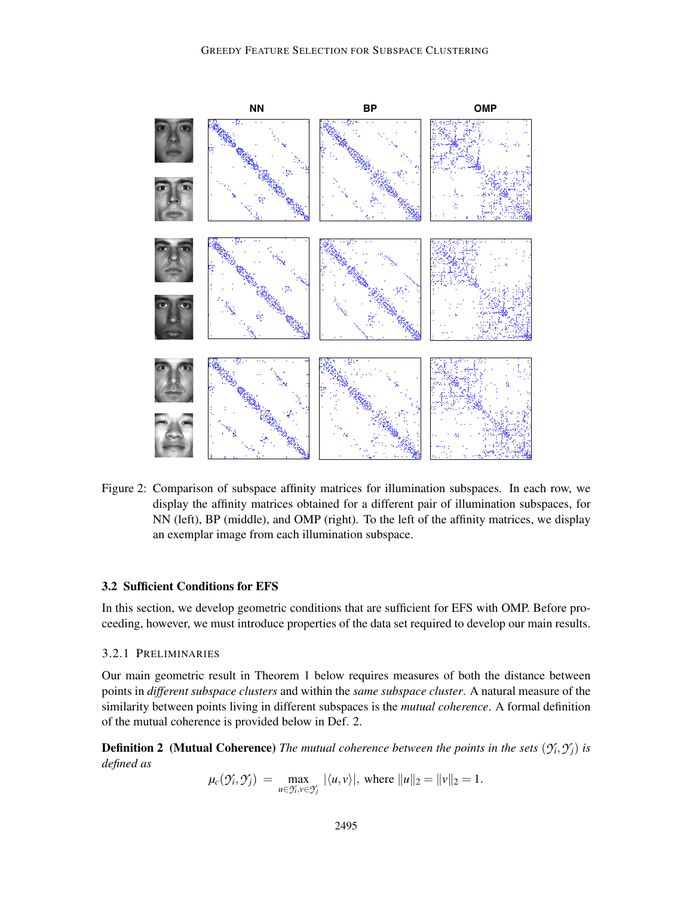NN

BP

OMP

Figure 2: Comparison of subspace affinity matrices for illumination subspaces. In each row, we display the affinity matrices obtained for a different pair of illumination subspaces, for NN (left), BP (middle), and OMP (right). To the left of the affinity matrices, we display an exemplar image from each illumination subspace.

### 3.2 Sufficient Conditions for EFS

In this section, we develop geometric conditions that are sufficient for EFS with OMP. Before proceeding, however, we must introduce properties of the data set required to develop our main results.

#### 3.2.1 Preliminaries

Our main geometric result in Theorem 1 below requires measures of both the distance between points in *different subspace clusters* and within the *same subspace cluster*. A natural measure of the similarity between points living in different subspaces is the *mutual coherence*. A formal definition of the mutual coherence is provided below in Def. 2.

**Definition 2 (Mutual Coherence)** *The mutual coherence between the points in the sets* $(\mathcal{Y}_i, \mathcal{Y}_j)$ *is defined as*

$$\mu_c(\mathcal{Y}_i, \mathcal{Y}_j) = \max_{u \in \mathcal{Y}_i, v \in \mathcal{Y}_j} |\langle u, v \rangle|, \text{ where } \|u\|_2 = \|v\|_2 = 1.$$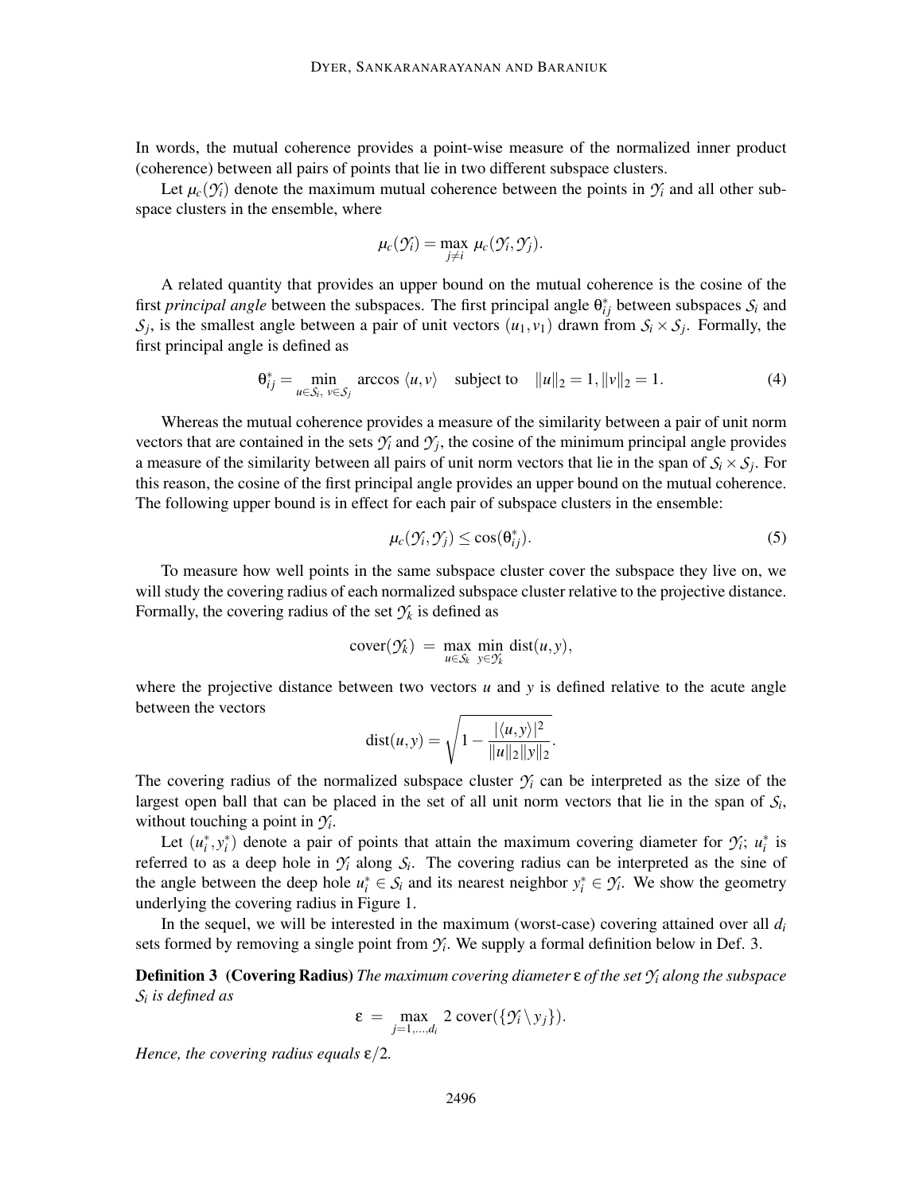In words, the mutual coherence provides a point-wise measure of the normalized inner product (coherence) between all pairs of points that lie in two different subspace clusters.

Let $\mu_c(\mathcal{Y}_i)$ denote the maximum mutual coherence between the points in $\mathcal{Y}_i$ and all other subspace clusters in the ensemble, where

$$\mu_c(\mathcal{Y}_i) = \max_{j \neq i} \ \mu_c(\mathcal{Y}_i, \mathcal{Y}_j).$$

A related quantity that provides an upper bound on the mutual coherence is the cosine of the first *principal angle* between the subspaces. The first principal angle $\theta^*_{ij}$ between subspaces $\mathcal{S}_i$ and $\mathcal{S}_j$, is the smallest angle between a pair of unit vectors $(u_1, v_1)$ drawn from $\mathcal{S}_i \times \mathcal{S}_j$. Formally, the first principal angle is defined as

$$\theta^*_{ij} = \min_{u \in \mathcal{S}_i, \ v \in \mathcal{S}_j} \ \arccos \, \langle u, v \rangle \quad \text{subject to} \quad \|u\|_2 = 1, \|v\|_2 = 1. \tag{4}$$

Whereas the mutual coherence provides a measure of the similarity between a pair of unit norm vectors that are contained in the sets $\mathcal{Y}_i$ and $\mathcal{Y}_j$, the cosine of the minimum principal angle provides a measure of the similarity between all pairs of unit norm vectors that lie in the span of $\mathcal{S}_i \times \mathcal{S}_j$. For this reason, the cosine of the first principal angle provides an upper bound on the mutual coherence. The following upper bound is in effect for each pair of subspace clusters in the ensemble:

$$\mu_c(\mathcal{Y}_i, \mathcal{Y}_j) \leq \cos(\theta^*_{ij}). \tag{5}$$

To measure how well points in the same subspace cluster cover the subspace they live on, we will study the covering radius of each normalized subspace cluster relative to the projective distance. Formally, the covering radius of the set $\mathcal{Y}_k$ is defined as

$$\text{cover}(\mathcal{Y}_k) \ = \ \max_{u \in \mathcal{S}_k} \ \min_{y \in \mathcal{Y}_k} \ \text{dist}(u, y),$$

where the projective distance between two vectors $u$ and $y$ is defined relative to the acute angle between the vectors

$$\text{dist}(u, y) = \sqrt{1 - \frac{|\langle u, y \rangle|^2}{\|u\|_2 \|y\|_2}}.$$

The covering radius of the normalized subspace cluster $\mathcal{Y}_i$ can be interpreted as the size of the largest open ball that can be placed in the set of all unit norm vectors that lie in the span of $\mathcal{S}_i$, without touching a point in $\mathcal{Y}_i$.

Let $(u^*_i, y^*_i)$ denote a pair of points that attain the maximum covering diameter for $\mathcal{Y}_i$; $u^*_i$ is referred to as a deep hole in $\mathcal{Y}_i$ along $\mathcal{S}_i$. The covering radius can be interpreted as the sine of the angle between the deep hole $u^*_i \in \mathcal{S}_i$ and its nearest neighbor $y^*_i \in \mathcal{Y}_i$. We show the geometry underlying the covering radius in Figure 1.

In the sequel, we will be interested in the maximum (worst-case) covering attained over all $d_i$ sets formed by removing a single point from $\mathcal{Y}_i$. We supply a formal definition below in Def. 3.

**Definition 3 (Covering Radius)** *The maximum covering diameter* $\varepsilon$ *of the set* $\mathcal{Y}_i$ *along the subspace* $\mathcal{S}_i$ *is defined as*

$$\varepsilon \ = \ \max_{j=1,\ldots,d_i} \ 2 \ \text{cover}(\{\mathcal{Y}_i \setminus y_j\}).$$

*Hence, the covering radius equals* $\varepsilon/2$*.*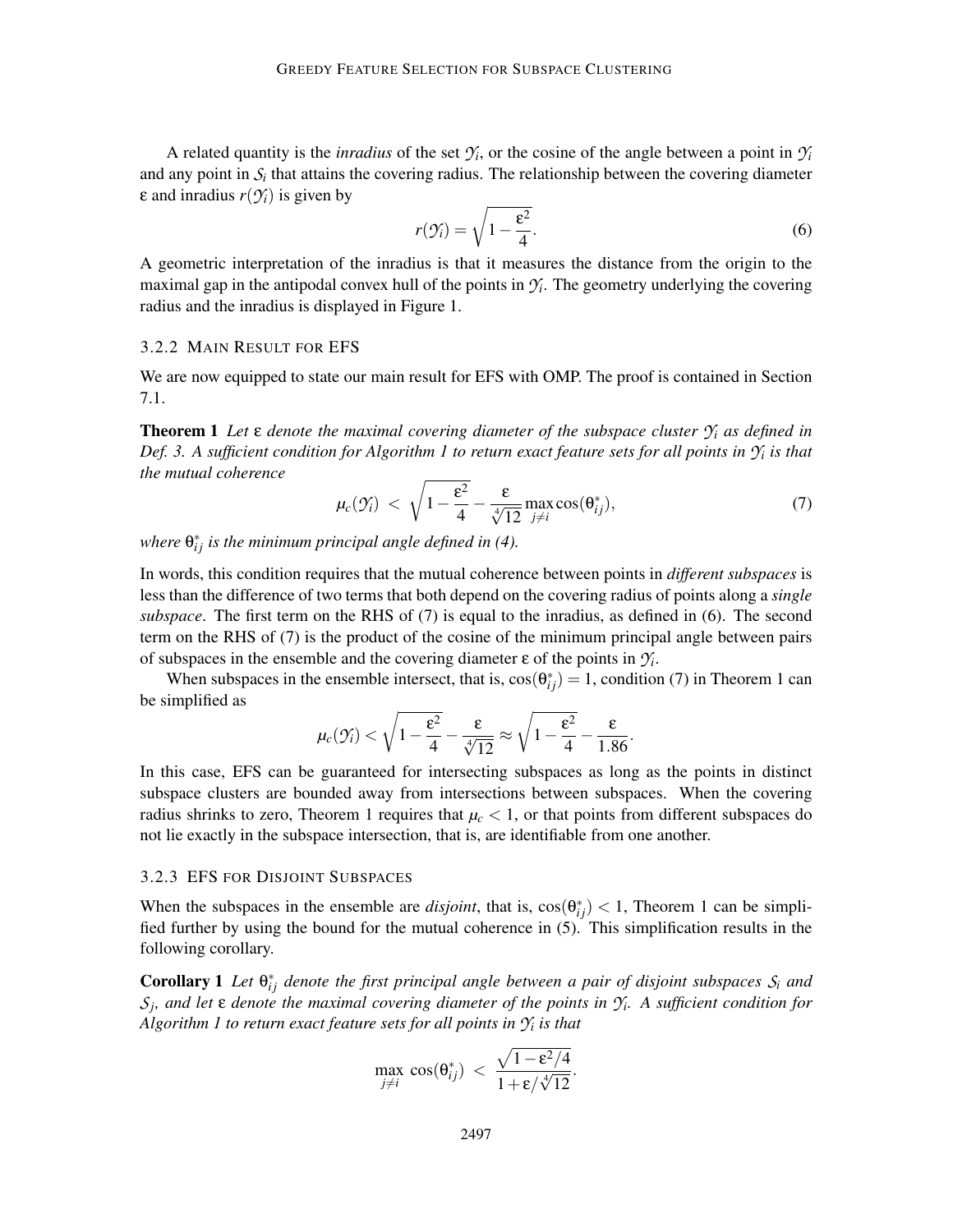A related quantity is the *inradius* of the set $\mathcal{Y}_i$, or the cosine of the angle between a point in $\mathcal{Y}_i$ and any point in $\mathcal{S}_i$ that attains the covering radius. The relationship between the covering diameter $\varepsilon$ and inradius $r(\mathcal{Y}_i)$ is given by

$$r(\mathcal{Y}_i) = \sqrt{1 - \frac{\varepsilon^2}{4}}. \tag{6}$$

A geometric interpretation of the inradius is that it measures the distance from the origin to the maximal gap in the antipodal convex hull of the points in $\mathcal{Y}_i$. The geometry underlying the covering radius and the inradius is displayed in Figure 1.

### 3.2.2 Main Result for EFS

We are now equipped to state our main result for EFS with OMP. The proof is contained in Section 7.1.

**Theorem 1** *Let $\varepsilon$ denote the maximal covering diameter of the subspace cluster $\mathcal{Y}_i$ as defined in Def. 3. A sufficient condition for Algorithm 1 to return exact feature sets for all points in $\mathcal{Y}_i$ is that the mutual coherence*

$$\mu_c(\mathcal{Y}_i) \; < \; \sqrt{1 - \frac{\varepsilon^2}{4}} - \frac{\varepsilon}{\sqrt[4]{12}} \max_{j \neq i} \cos(\theta^*_{ij}), \tag{7}$$

*where $\theta^*_{ij}$ is the minimum principal angle defined in (4).*

In words, this condition requires that the mutual coherence between points in *different subspaces* is less than the difference of two terms that both depend on the covering radius of points along a *single subspace*. The first term on the RHS of (7) is equal to the inradius, as defined in (6). The second term on the RHS of (7) is the product of the cosine of the minimum principal angle between pairs of subspaces in the ensemble and the covering diameter $\varepsilon$ of the points in $\mathcal{Y}_i$.

When subspaces in the ensemble intersect, that is, $\cos(\theta^*_{ij}) = 1$, condition (7) in Theorem 1 can be simplified as

$$\mu_c(\mathcal{Y}_i) < \sqrt{1 - \frac{\varepsilon^2}{4}} - \frac{\varepsilon}{\sqrt[4]{12}} \approx \sqrt{1 - \frac{\varepsilon^2}{4}} - \frac{\varepsilon}{1.86}.$$

In this case, EFS can be guaranteed for intersecting subspaces as long as the points in distinct subspace clusters are bounded away from intersections between subspaces. When the covering radius shrinks to zero, Theorem 1 requires that $\mu_c < 1$, or that points from different subspaces do not lie exactly in the subspace intersection, that is, are identifiable from one another.

### 3.2.3 EFS for Disjoint Subspaces

When the subspaces in the ensemble are *disjoint*, that is, $\cos(\theta^*_{ij}) < 1$, Theorem 1 can be simplified further by using the bound for the mutual coherence in (5). This simplification results in the following corollary.

**Corollary 1** *Let $\theta^*_{ij}$ denote the first principal angle between a pair of disjoint subspaces $\mathcal{S}_i$ and $\mathcal{S}_j$, and let $\varepsilon$ denote the maximal covering diameter of the points in $\mathcal{Y}_i$. A sufficient condition for Algorithm 1 to return exact feature sets for all points in $\mathcal{Y}_i$ is that*

$$\max_{j \neq i} \; \cos(\theta^*_{ij}) \; < \; \frac{\sqrt{1 - \varepsilon^2/4}}{1 + \varepsilon/\sqrt[4]{12}}.$$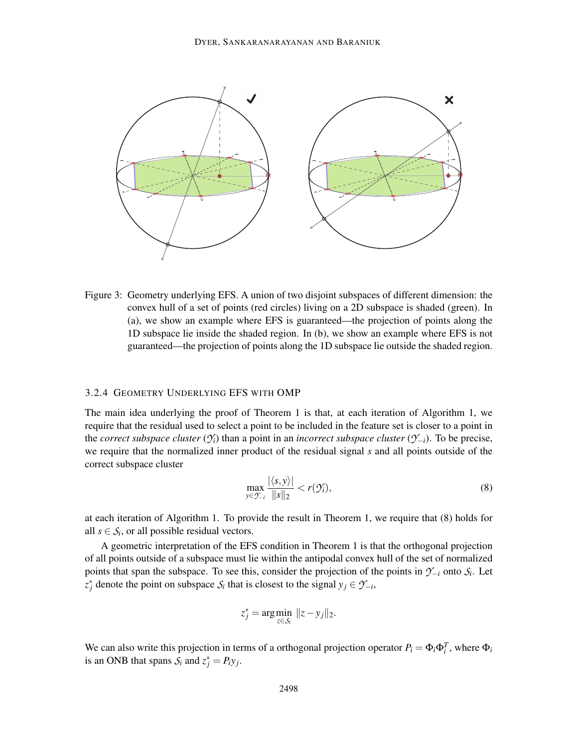Figure 3: Geometry underlying EFS. A union of two disjoint subspaces of different dimension: the convex hull of a set of points (red circles) living on a 2D subspace is shaded (green). In (a), we show an example where EFS is guaranteed—the projection of points along the 1D subspace lie inside the shaded region. In (b), we show an example where EFS is not guaranteed—the projection of points along the 1D subspace lie outside the shaded region.

#### 3.2.4 Geometry Underlying EFS with OMP

The main idea underlying the proof of Theorem 1 is that, at each iteration of Algorithm 1, we require that the residual used to select a point to be included in the feature set is closer to a point in the *correct subspace cluster* ($\mathcal{Y}_i$) than a point in an *incorrect subspace cluster* ($\mathcal{Y}_{-i}$). To be precise, we require that the normalized inner product of the residual signal $s$ and all points outside of the correct subspace cluster

$$\max_{y \in \mathcal{Y}_{-i}} \frac{|\langle s, y \rangle|}{\|s\|_2} < r(\mathcal{Y}_i), \tag{8}$$

at each iteration of Algorithm 1. To provide the result in Theorem 1, we require that (8) holds for all $s \in \mathcal{S}_i$, or all possible residual vectors.

A geometric interpretation of the EFS condition in Theorem 1 is that the orthogonal projection of all points outside of a subspace must lie within the antipodal convex hull of the set of normalized points that span the subspace. To see this, consider the projection of the points in $\mathcal{Y}_{-i}$ onto $\mathcal{S}_i$. Let $z_j^*$ denote the point on subspace $\mathcal{S}_i$ that is closest to the signal $y_j \in \mathcal{Y}_{-i}$,

$$z_j^* = \arg\min_{z \in \mathcal{S}_i} \|z - y_j\|_2.$$

We can also write this projection in terms of a orthogonal projection operator $P_i = \Phi_i \Phi_i^T$, where $\Phi_i$ is an ONB that spans $\mathcal{S}_i$ and $z_j^* = P_i y_j$.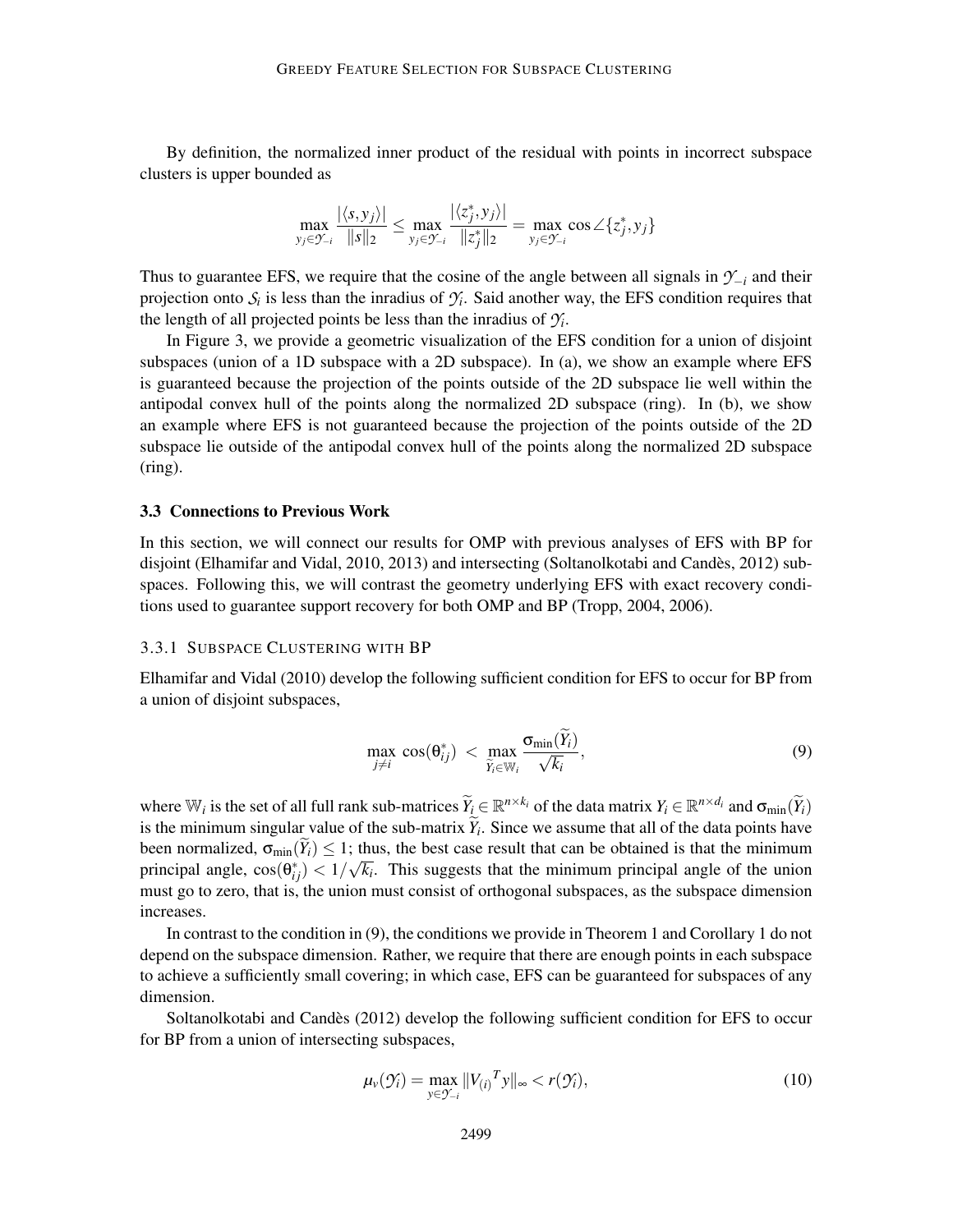By definition, the normalized inner product of the residual with points in incorrect subspace clusters is upper bounded as

$$\max_{y_j \in \mathcal{Y}_{-i}} \frac{|\langle s, y_j \rangle|}{\|s\|_2} \leq \max_{y_j \in \mathcal{Y}_{-i}} \frac{|\langle z_j^*, y_j \rangle|}{\|z_j^*\|_2} = \max_{y_j \in \mathcal{Y}_{-i}} \cos\angle\{z_j^*, y_j\}$$

Thus to guarantee EFS, we require that the cosine of the angle between all signals in $\mathcal{Y}_{-i}$ and their projection onto $\mathcal{S}_i$ is less than the inradius of $\mathcal{Y}_i$. Said another way, the EFS condition requires that the length of all projected points be less than the inradius of $\mathcal{Y}_i$.

In Figure 3, we provide a geometric visualization of the EFS condition for a union of disjoint subspaces (union of a 1D subspace with a 2D subspace). In (a), we show an example where EFS is guaranteed because the projection of the points outside of the 2D subspace lie well within the antipodal convex hull of the points along the normalized 2D subspace (ring). In (b), we show an example where EFS is not guaranteed because the projection of the points outside of the 2D subspace lie outside of the antipodal convex hull of the points along the normalized 2D subspace (ring).

### 3.3 Connections to Previous Work

In this section, we will connect our results for OMP with previous analyses of EFS with BP for disjoint (Elhamifar and Vidal, 2010, 2013) and intersecting (Soltanolkotabi and Candès, 2012) subspaces. Following this, we will contrast the geometry underlying EFS with exact recovery conditions used to guarantee support recovery for both OMP and BP (Tropp, 2004, 2006).

#### 3.3.1 Subspace Clustering with BP

Elhamifar and Vidal (2010) develop the following sufficient condition for EFS to occur for BP from a union of disjoint subspaces,

$$\max_{j \neq i} \cos(\theta_{ij}^*) \; < \; \max_{\widetilde{Y}_i \in \mathbb{W}_i} \frac{\sigma_{\min}(\widetilde{Y}_i)}{\sqrt{k_i}}, \tag{9}$$

where $\mathbb{W}_i$ is the set of all full rank sub-matrices $\widetilde{Y}_i \in \mathbb{R}^{n \times k_i}$ of the data matrix $Y_i \in \mathbb{R}^{n \times d_i}$ and $\sigma_{\min}(\widetilde{Y}_i)$ is the minimum singular value of the sub-matrix $\widetilde{Y}_i$. Since we assume that all of the data points have been normalized, $\sigma_{\min}(\widetilde{Y}_i) \leq 1$; thus, the best case result that can be obtained is that the minimum principal angle, $\cos(\theta_{ij}^*) < 1/\sqrt{k_i}$. This suggests that the minimum principal angle of the union must go to zero, that is, the union must consist of orthogonal subspaces, as the subspace dimension increases.

In contrast to the condition in (9), the conditions we provide in Theorem 1 and Corollary 1 do not depend on the subspace dimension. Rather, we require that there are enough points in each subspace to achieve a sufficiently small covering; in which case, EFS can be guaranteed for subspaces of any dimension.

Soltanolkotabi and Candès (2012) develop the following sufficient condition for EFS to occur for BP from a union of intersecting subspaces,

$$\mu_v(\mathcal{Y}_i) = \max_{y \in \mathcal{Y}_{-i}} \|V_{(i)}{}^T y\|_\infty < r(\mathcal{Y}_i), \tag{10}$$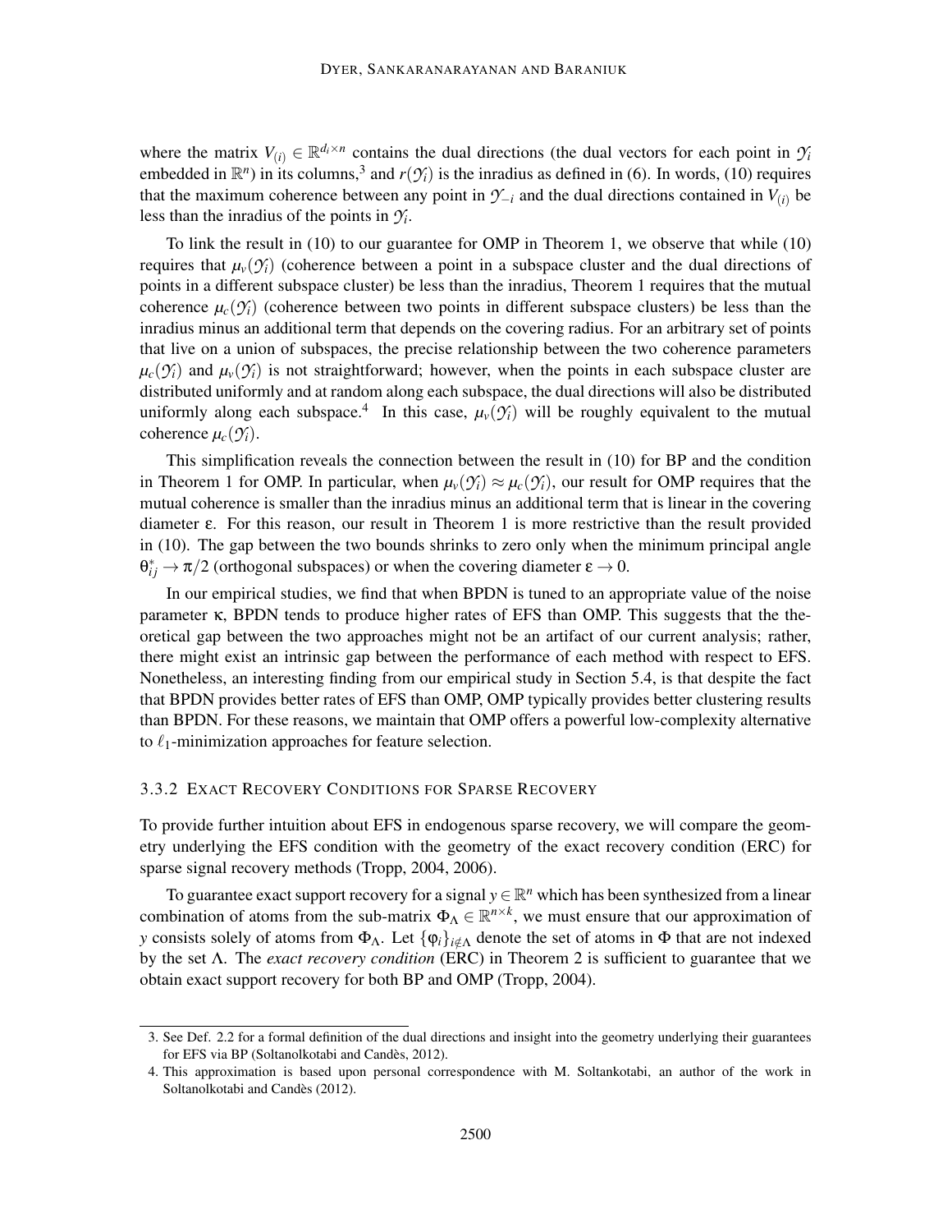where the matrix $V_{(i)} \in \mathbb{R}^{d_i \times n}$ contains the dual directions (the dual vectors for each point in $\mathcal{Y}_i$ embedded in $\mathbb{R}^n$) in its columns,[3] and $r(\mathcal{Y}_i)$ is the inradius as defined in (6). In words, (10) requires that the maximum coherence between any point in $\mathcal{Y}_{-i}$ and the dual directions contained in $V_{(i)}$ be less than the inradius of the points in $\mathcal{Y}_i$.

To link the result in (10) to our guarantee for OMP in Theorem 1, we observe that while (10) requires that $\mu_v(\mathcal{Y}_i)$ (coherence between a point in a subspace cluster and the dual directions of points in a different subspace cluster) be less than the inradius, Theorem 1 requires that the mutual coherence $\mu_c(\mathcal{Y}_i)$ (coherence between two points in different subspace clusters) be less than the inradius minus an additional term that depends on the covering radius. For an arbitrary set of points that live on a union of subspaces, the precise relationship between the two coherence parameters $\mu_c(\mathcal{Y}_i)$ and $\mu_v(\mathcal{Y}_i)$ is not straightforward; however, when the points in each subspace cluster are distributed uniformly and at random along each subspace, the dual directions will also be distributed uniformly along each subspace.[4] In this case, $\mu_v(\mathcal{Y}_i)$ will be roughly equivalent to the mutual coherence $\mu_c(\mathcal{Y}_i)$.

This simplification reveals the connection between the result in (10) for BP and the condition in Theorem 1 for OMP. In particular, when $\mu_v(\mathcal{Y}_i) \approx \mu_c(\mathcal{Y}_i)$, our result for OMP requires that the mutual coherence is smaller than the inradius minus an additional term that is linear in the covering diameter $\varepsilon$. For this reason, our result in Theorem 1 is more restrictive than the result provided in (10). The gap between the two bounds shrinks to zero only when the minimum principal angle $\theta^*_{ij} \to \pi/2$ (orthogonal subspaces) or when the covering diameter $\varepsilon \to 0$.

In our empirical studies, we find that when BPDN is tuned to an appropriate value of the noise parameter $\kappa$, BPDN tends to produce higher rates of EFS than OMP. This suggests that the theoretical gap between the two approaches might not be an artifact of our current analysis; rather, there might exist an intrinsic gap between the performance of each method with respect to EFS. Nonetheless, an interesting finding from our empirical study in Section 5.4, is that despite the fact that BPDN provides better rates of EFS than OMP, OMP typically provides better clustering results than BPDN. For these reasons, we maintain that OMP offers a powerful low-complexity alternative to $\ell_1$-minimization approaches for feature selection.

### 3.3.2 Exact Recovery Conditions for Sparse Recovery

To provide further intuition about EFS in endogenous sparse recovery, we will compare the geometry underlying the EFS condition with the geometry of the exact recovery condition (ERC) for sparse signal recovery methods (Tropp, 2004, 2006).

To guarantee exact support recovery for a signal $y \in \mathbb{R}^n$ which has been synthesized from a linear combination of atoms from the sub-matrix $\Phi_\Lambda \in \mathbb{R}^{n \times k}$, we must ensure that our approximation of $y$ consists solely of atoms from $\Phi_\Lambda$. Let $\{\varphi_i\}_{i \notin \Lambda}$ denote the set of atoms in $\Phi$ that are not indexed by the set $\Lambda$. The *exact recovery condition* (ERC) in Theorem 2 is sufficient to guarantee that we obtain exact support recovery for both BP and OMP (Tropp, 2004).

---

3. See Def. 2.2 for a formal definition of the dual directions and insight into the geometry underlying their guarantees for EFS via BP (Soltanolkotabi and Candès, 2012).

4. This approximation is based upon personal correspondence with M. Soltankotabi, an author of the work in Soltanolkotabi and Candès (2012).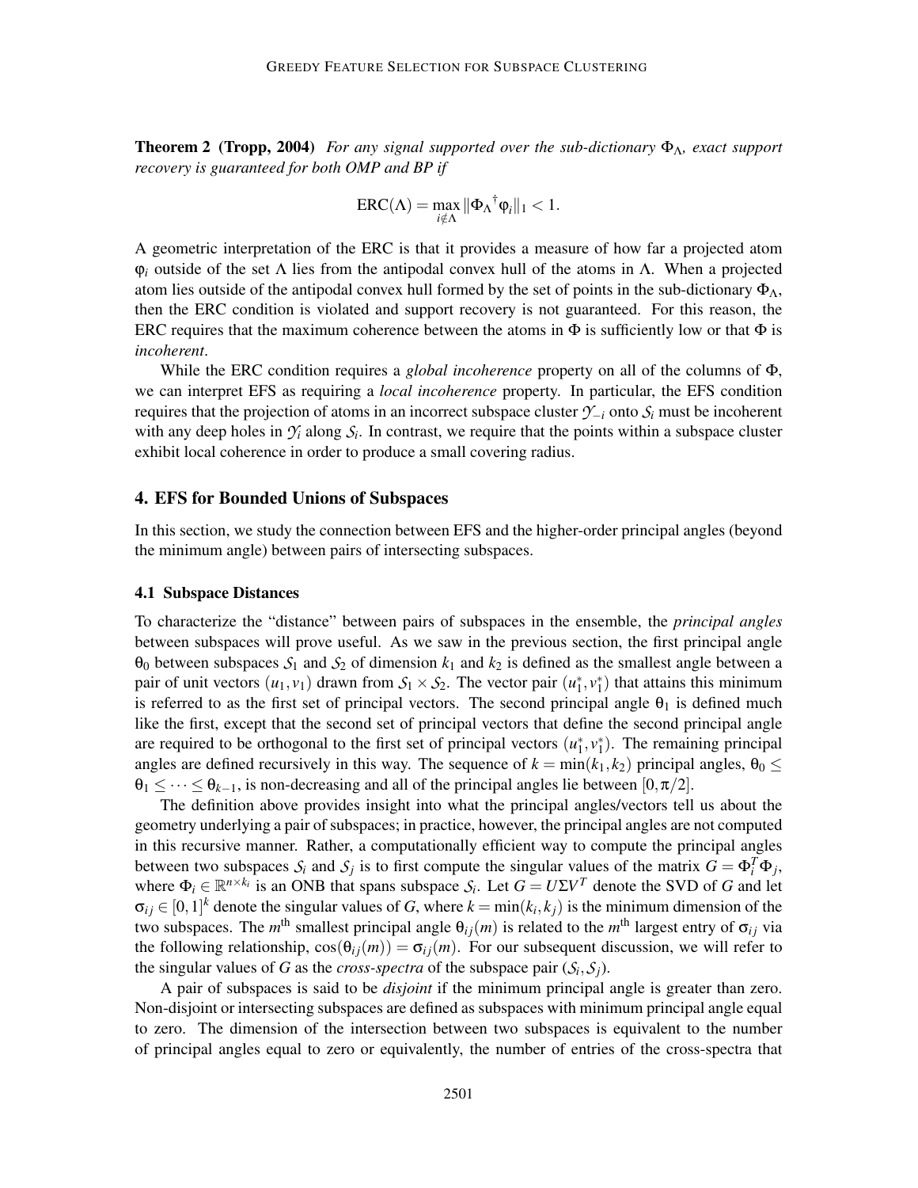**Theorem 2 (Tropp, 2004)** *For any signal supported over the sub-dictionary $\Phi_\Lambda$, exact support recovery is guaranteed for both OMP and BP if*

$$\text{ERC}(\Lambda) = \max_{i \notin \Lambda} \|{\Phi_\Lambda}^{\dagger} \varphi_i\|_1 < 1.$$

A geometric interpretation of the ERC is that it provides a measure of how far a projected atom $\varphi_i$ outside of the set $\Lambda$ lies from the antipodal convex hull of the atoms in $\Lambda$. When a projected atom lies outside of the antipodal convex hull formed by the set of points in the sub-dictionary $\Phi_\Lambda$, then the ERC condition is violated and support recovery is not guaranteed. For this reason, the ERC requires that the maximum coherence between the atoms in $\Phi$ is sufficiently low or that $\Phi$ is *incoherent*.

While the ERC condition requires a *global incoherence* property on all of the columns of $\Phi$, we can interpret EFS as requiring a *local incoherence* property. In particular, the EFS condition requires that the projection of atoms in an incorrect subspace cluster $\mathcal{Y}_{-i}$ onto $\mathcal{S}_i$ must be incoherent with any deep holes in $\mathcal{Y}_i$ along $\mathcal{S}_i$. In contrast, we require that the points within a subspace cluster exhibit local coherence in order to produce a small covering radius.

## 4. EFS for Bounded Unions of Subspaces

In this section, we study the connection between EFS and the higher-order principal angles (beyond the minimum angle) between pairs of intersecting subspaces.

### 4.1 Subspace Distances

To characterize the "distance" between pairs of subspaces in the ensemble, the *principal angles* between subspaces will prove useful. As we saw in the previous section, the first principal angle $\theta_0$ between subspaces $\mathcal{S}_1$ and $\mathcal{S}_2$ of dimension $k_1$ and $k_2$ is defined as the smallest angle between a pair of unit vectors $(u_1, v_1)$ drawn from $\mathcal{S}_1 \times \mathcal{S}_2$. The vector pair $(u_1^*, v_1^*)$ that attains this minimum is referred to as the first set of principal vectors. The second principal angle $\theta_1$ is defined much like the first, except that the second set of principal vectors that define the second principal angle are required to be orthogonal to the first set of principal vectors $(u_1^*, v_1^*)$. The remaining principal angles are defined recursively in this way. The sequence of $k = \min(k_1, k_2)$ principal angles, $\theta_0 \leq \theta_1 \leq \cdots \leq \theta_{k-1}$, is non-decreasing and all of the principal angles lie between $[0, \pi/2]$.

The definition above provides insight into what the principal angles/vectors tell us about the geometry underlying a pair of subspaces; in practice, however, the principal angles are not computed in this recursive manner. Rather, a computationally efficient way to compute the principal angles between two subspaces $\mathcal{S}_i$ and $\mathcal{S}_j$ is to first compute the singular values of the matrix $G = \Phi_i^T \Phi_j$, where $\Phi_i \in \mathbb{R}^{n \times k_i}$ is an ONB that spans subspace $\mathcal{S}_i$. Let $G = U \Sigma V^T$ denote the SVD of $G$ and let $\sigma_{ij} \in [0,1]^k$ denote the singular values of $G$, where $k = \min(k_i, k_j)$ is the minimum dimension of the two subspaces. The $m^{\text{th}}$ smallest principal angle $\theta_{ij}(m)$ is related to the $m^{\text{th}}$ largest entry of $\sigma_{ij}$ via the following relationship, $\cos(\theta_{ij}(m)) = \sigma_{ij}(m)$. For our subsequent discussion, we will refer to the singular values of $G$ as the *cross-spectra* of the subspace pair $(\mathcal{S}_i, \mathcal{S}_j)$.

A pair of subspaces is said to be *disjoint* if the minimum principal angle is greater than zero. Non-disjoint or intersecting subspaces are defined as subspaces with minimum principal angle equal to zero. The dimension of the intersection between two subspaces is equivalent to the number of principal angles equal to zero or equivalently, the number of entries of the cross-spectra that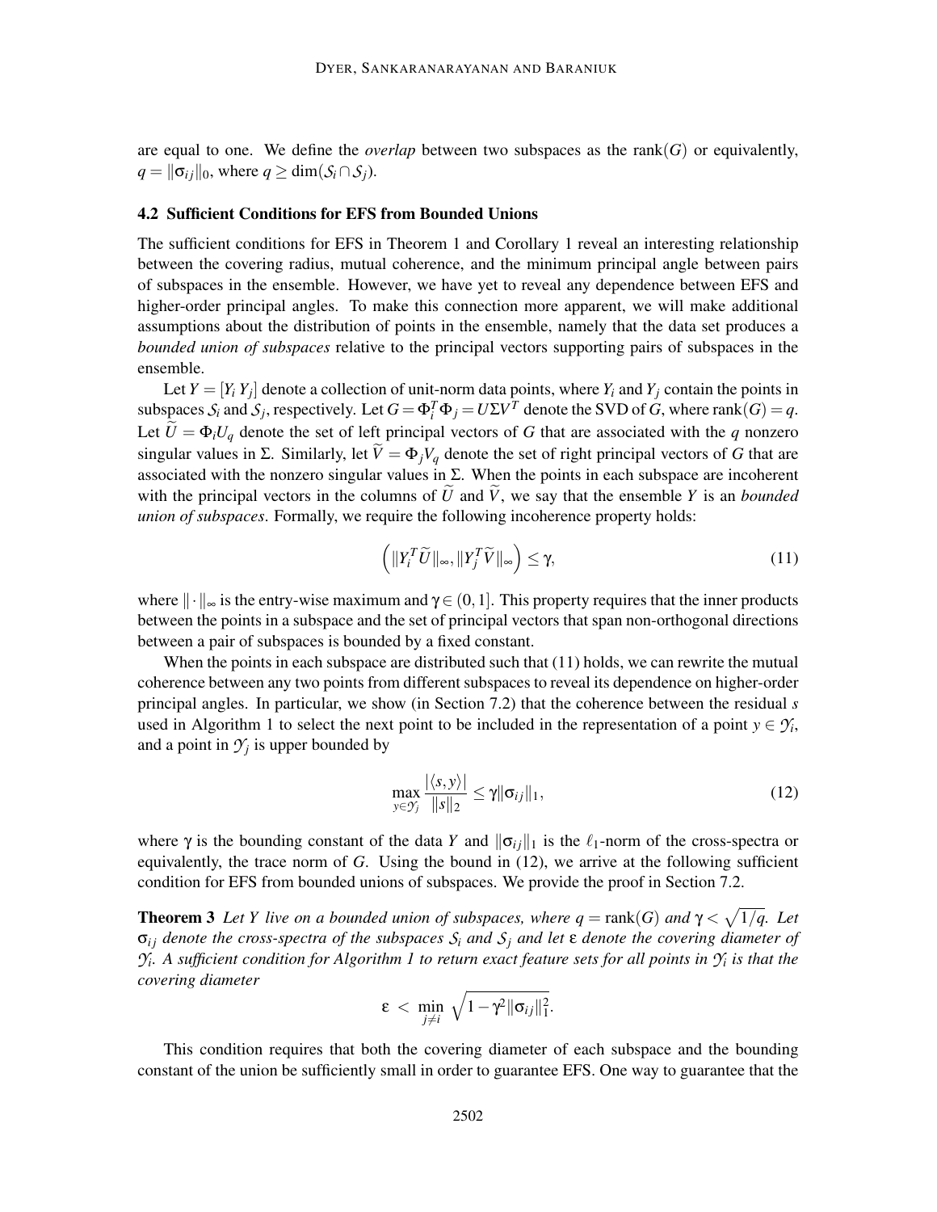are equal to one. We define the *overlap* between two subspaces as the $\text{rank}(G)$ or equivalently, $q = \|\sigma_{ij}\|_0$, where $q \geq \dim(\mathcal{S}_i \cap \mathcal{S}_j)$.

### 4.2 Sufficient Conditions for EFS from Bounded Unions

The sufficient conditions for EFS in Theorem 1 and Corollary 1 reveal an interesting relationship between the covering radius, mutual coherence, and the minimum principal angle between pairs of subspaces in the ensemble. However, we have yet to reveal any dependence between EFS and higher-order principal angles. To make this connection more apparent, we will make additional assumptions about the distribution of points in the ensemble, namely that the data set produces a *bounded union of subspaces* relative to the principal vectors supporting pairs of subspaces in the ensemble.

Let $Y = [Y_i \; Y_j]$ denote a collection of unit-norm data points, where $Y_i$ and $Y_j$ contain the points in subspaces $\mathcal{S}_i$ and $\mathcal{S}_j$, respectively. Let $G = \Phi_i^T \Phi_j = U \Sigma V^T$ denote the SVD of $G$, where $\text{rank}(G) = q$. Let $\widetilde{U} = \Phi_i U_q$ denote the set of left principal vectors of $G$ that are associated with the $q$ nonzero singular values in $\Sigma$. Similarly, let $\widetilde{V} = \Phi_j V_q$ denote the set of right principal vectors of $G$ that are associated with the nonzero singular values in $\Sigma$. When the points in each subspace are incoherent with the principal vectors in the columns of $\widetilde{U}$ and $\widetilde{V}$, we say that the ensemble $Y$ is an *bounded union of subspaces*. Formally, we require the following incoherence property holds:

$$\left( \|Y_i^T \widetilde{U}\|_\infty, \|Y_j^T \widetilde{V}\|_\infty \right) \leq \gamma, \tag{11}$$

where $\|\cdot\|_\infty$ is the entry-wise maximum and $\gamma \in (0,1]$. This property requires that the inner products between the points in a subspace and the set of principal vectors that span non-orthogonal directions between a pair of subspaces is bounded by a fixed constant.

When the points in each subspace are distributed such that (11) holds, we can rewrite the mutual coherence between any two points from different subspaces to reveal its dependence on higher-order principal angles. In particular, we show (in Section 7.2) that the coherence between the residual $s$ used in Algorithm 1 to select the next point to be included in the representation of a point $y \in \mathcal{Y}_i$, and a point in $\mathcal{Y}_j$ is upper bounded by

$$\max_{y \in \mathcal{Y}_j} \frac{|\langle s, y \rangle|}{\|s\|_2} \leq \gamma \|\sigma_{ij}\|_1, \tag{12}$$

where $\gamma$ is the bounding constant of the data $Y$ and $\|\sigma_{ij}\|_1$ is the $\ell_1$-norm of the cross-spectra or equivalently, the trace norm of $G$. Using the bound in (12), we arrive at the following sufficient condition for EFS from bounded unions of subspaces. We provide the proof in Section 7.2.

**Theorem 3** *Let $Y$ live on a bounded union of subspaces, where $q = \text{rank}(G)$ and $\gamma < \sqrt{1/q}$. Let $\sigma_{ij}$ denote the cross-spectra of the subspaces $\mathcal{S}_i$ and $\mathcal{S}_j$ and let $\varepsilon$ denote the covering diameter of $\mathcal{Y}_i$. A sufficient condition for Algorithm 1 to return exact feature sets for all points in $\mathcal{Y}_i$ is that the covering diameter*

$$\varepsilon \; < \; \min_{j \neq i} \; \sqrt{1 - \gamma^2 \|\sigma_{ij}\|_1^2}.$$

This condition requires that both the covering diameter of each subspace and the bounding constant of the union be sufficiently small in order to guarantee EFS. One way to guarantee that the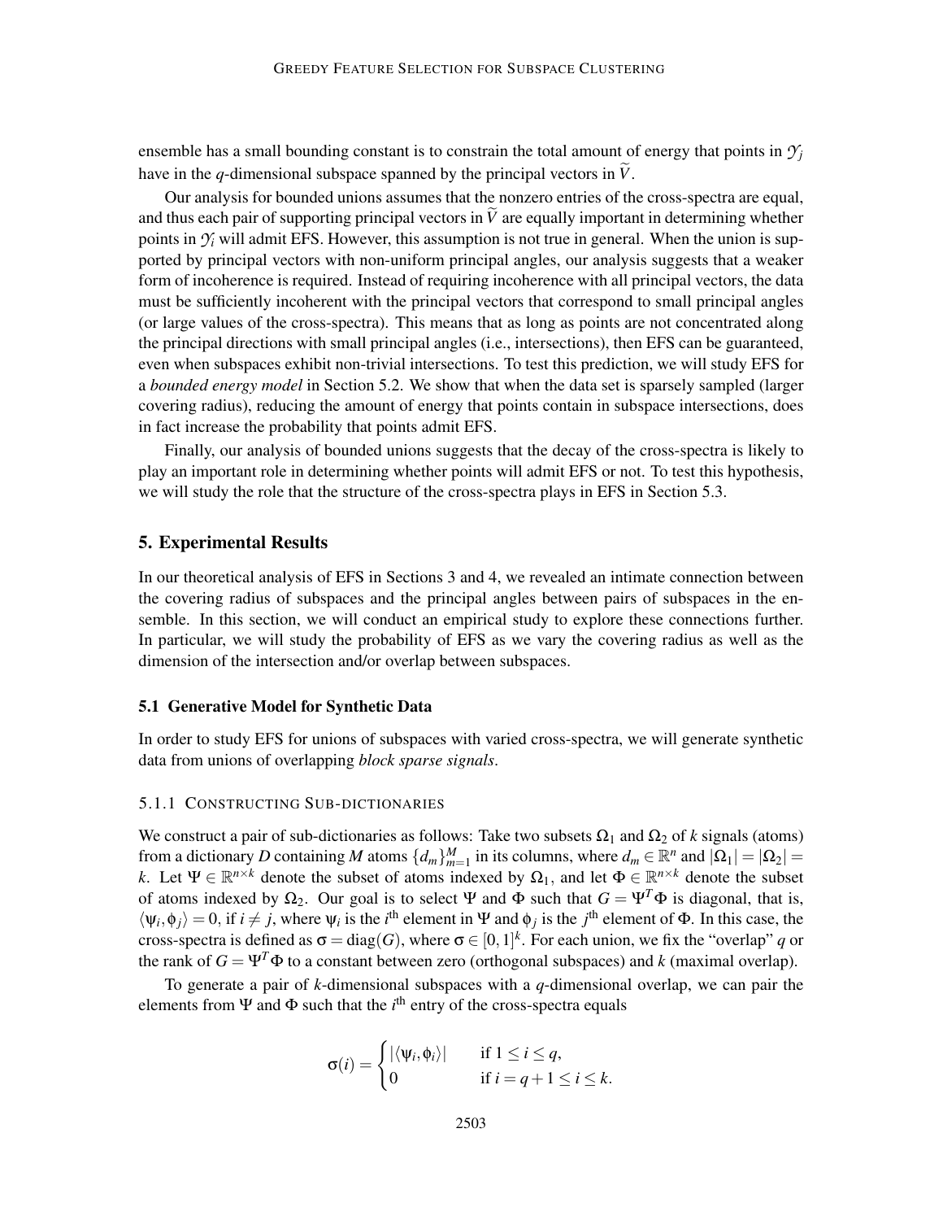ensemble has a small bounding constant is to constrain the total amount of energy that points in $\mathcal{Y}_j$ have in the $q$-dimensional subspace spanned by the principal vectors in $\widetilde{V}$.

Our analysis for bounded unions assumes that the nonzero entries of the cross-spectra are equal, and thus each pair of supporting principal vectors in $\widetilde{V}$ are equally important in determining whether points in $\mathcal{Y}_i$ will admit EFS. However, this assumption is not true in general. When the union is supported by principal vectors with non-uniform principal angles, our analysis suggests that a weaker form of incoherence is required. Instead of requiring incoherence with all principal vectors, the data must be sufficiently incoherent with the principal vectors that correspond to small principal angles (or large values of the cross-spectra). This means that as long as points are not concentrated along the principal directions with small principal angles (i.e., intersections), then EFS can be guaranteed, even when subspaces exhibit non-trivial intersections. To test this prediction, we will study EFS for a *bounded energy model* in Section 5.2. We show that when the data set is sparsely sampled (larger covering radius), reducing the amount of energy that points contain in subspace intersections, does in fact increase the probability that points admit EFS.

Finally, our analysis of bounded unions suggests that the decay of the cross-spectra is likely to play an important role in determining whether points will admit EFS or not. To test this hypothesis, we will study the role that the structure of the cross-spectra plays in EFS in Section 5.3.

## 5. Experimental Results

In our theoretical analysis of EFS in Sections 3 and 4, we revealed an intimate connection between the covering radius of subspaces and the principal angles between pairs of subspaces in the ensemble. In this section, we will conduct an empirical study to explore these connections further. In particular, we will study the probability of EFS as we vary the covering radius as well as the dimension of the intersection and/or overlap between subspaces.

### 5.1 Generative Model for Synthetic Data

In order to study EFS for unions of subspaces with varied cross-spectra, we will generate synthetic data from unions of overlapping *block sparse signals*.

#### 5.1.1 Constructing Sub-dictionaries

We construct a pair of sub-dictionaries as follows: Take two subsets $\Omega_1$ and $\Omega_2$ of $k$ signals (atoms) from a dictionary $D$ containing $M$ atoms $\{d_m\}_{m=1}^M$ in its columns, where $d_m \in \mathbb{R}^n$ and $|\Omega_1| = |\Omega_2| = k$. Let $\Psi \in \mathbb{R}^{n \times k}$ denote the subset of atoms indexed by $\Omega_1$, and let $\Phi \in \mathbb{R}^{n \times k}$ denote the subset of atoms indexed by $\Omega_2$. Our goal is to select $\Psi$ and $\Phi$ such that $G = \Psi^T \Phi$ is diagonal, that is, $\langle \psi_i, \phi_j \rangle = 0$, if $i \neq j$, where $\psi_i$ is the $i^{\text{th}}$ element in $\Psi$ and $\phi_j$ is the $j^{\text{th}}$ element of $\Phi$. In this case, the cross-spectra is defined as $\sigma = \text{diag}(G)$, where $\sigma \in [0,1]^k$. For each union, we fix the "overlap" $q$ or the rank of $G = \Psi^T \Phi$ to a constant between zero (orthogonal subspaces) and $k$ (maximal overlap).

To generate a pair of $k$-dimensional subspaces with a $q$-dimensional overlap, we can pair the elements from $\Psi$ and $\Phi$ such that the $i^{\text{th}}$ entry of the cross-spectra equals

$$\sigma(i) = \begin{cases} |\langle \psi_i, \phi_i \rangle| & \text{if } 1 \le i \le q, \\ 0 & \text{if } i = q+1 \le i \le k. \end{cases}$$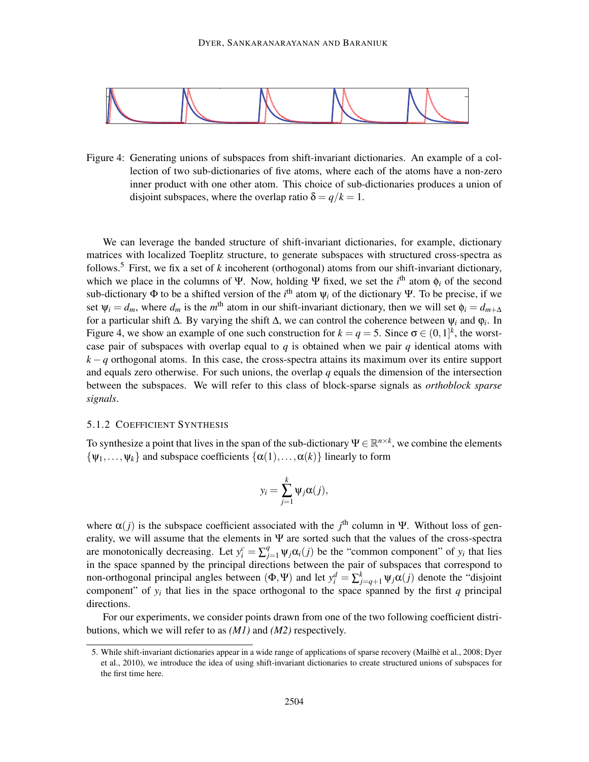Figure 4: Generating unions of subspaces from shift-invariant dictionaries. An example of a collection of two sub-dictionaries of five atoms, where each of the atoms have a non-zero inner product with one other atom. This choice of sub-dictionaries produces a union of disjoint subspaces, where the overlap ratio $\delta = q/k = 1$.

We can leverage the banded structure of shift-invariant dictionaries, for example, dictionary matrices with localized Toeplitz structure, to generate subspaces with structured cross-spectra as follows.[5] First, we fix a set of $k$ incoherent (orthogonal) atoms from our shift-invariant dictionary, which we place in the columns of $\Psi$. Now, holding $\Psi$ fixed, we set the $i^{\text{th}}$ atom $\phi_i$ of the second sub-dictionary $\Phi$ to be a shifted version of the $i^{\text{th}}$ atom $\psi_i$ of the dictionary $\Psi$. To be precise, if we set $\psi_i = d_m$, where $d_m$ is the $m^{\text{th}}$ atom in our shift-invariant dictionary, then we will set $\phi_i = d_{m+\Delta}$ for a particular shift $\Delta$. By varying the shift $\Delta$, we can control the coherence between $\psi_i$ and $\varphi_i$. In Figure 4, we show an example of one such construction for $k = q = 5$. Since $\sigma \in (0,1]^k$, the worst-case pair of subspaces with overlap equal to $q$ is obtained when we pair $q$ identical atoms with $k - q$ orthogonal atoms. In this case, the cross-spectra attains its maximum over its entire support and equals zero otherwise. For such unions, the overlap $q$ equals the dimension of the intersection between the subspaces. We will refer to this class of block-sparse signals as *orthoblock sparse signals*.

### 5.1.2 Coefficient Synthesis

To synthesize a point that lives in the span of the sub-dictionary $\Psi \in \mathbb{R}^{n \times k}$, we combine the elements $\{\psi_1, \ldots, \psi_k\}$ and subspace coefficients $\{\alpha(1), \ldots, \alpha(k)\}$ linearly to form

$$y_i = \sum_{j=1}^{k} \psi_j \alpha(j),$$

where $\alpha(j)$ is the subspace coefficient associated with the $j^{\text{th}}$ column in $\Psi$. Without loss of generality, we will assume that the elements in $\Psi$ are sorted such that the values of the cross-spectra are monotonically decreasing. Let $y_i^c = \sum_{j=1}^{q} \psi_j \alpha_i(j)$ be the "common component" of $y_i$ that lies in the space spanned by the principal directions between the pair of subspaces that correspond to non-orthogonal principal angles between $(\Phi, \Psi)$ and let $y_i^d = \sum_{j=q+1}^{k} \psi_j \alpha(j)$ denote the "disjoint component" of $y_i$ that lies in the space orthogonal to the space spanned by the first $q$ principal directions.

For our experiments, we consider points drawn from one of the two following coefficient distributions, which we will refer to as *(M1)* and *(M2)* respectively.

5. While shift-invariant dictionaries appear in a wide range of applications of sparse recovery (Mailhè et al., 2008; Dyer et al., 2010), we introduce the idea of using shift-invariant dictionaries to create structured unions of subspaces for the first time here.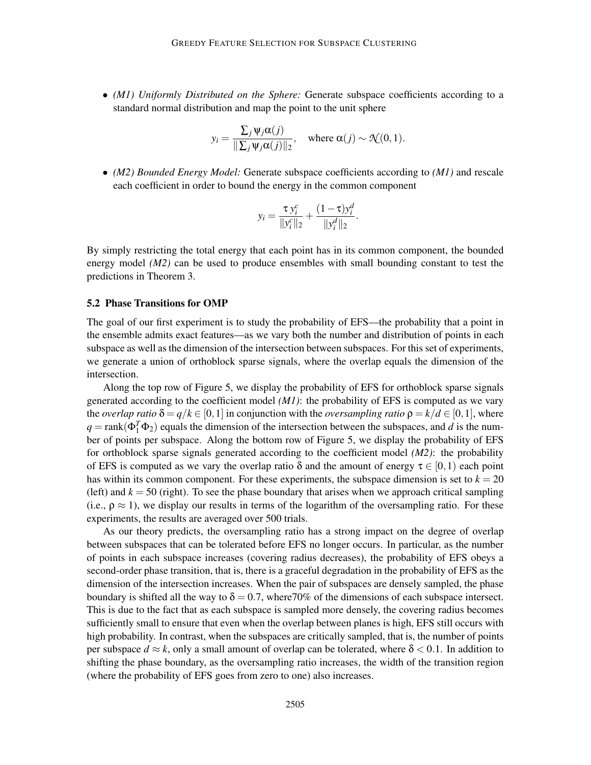- *(M1) Uniformly Distributed on the Sphere:* Generate subspace coefficients according to a standard normal distribution and map the point to the unit sphere

$$y_i = \frac{\sum_j \psi_j \alpha(j)}{\|\sum_j \psi_j \alpha(j)\|_2}, \quad \text{where } \alpha(j) \sim \mathcal{N}(0,1).$$

- *(M2) Bounded Energy Model:* Generate subspace coefficients according to *(M1)* and rescale each coefficient in order to bound the energy in the common component

$$y_i = \frac{\tau \, y_i^c}{\|y_i^c\|_2} + \frac{(1-\tau) y_i^d}{\|y_i^d\|_2}.$$

By simply restricting the total energy that each point has in its common component, the bounded energy model *(M2)* can be used to produce ensembles with small bounding constant to test the predictions in Theorem 3.

### 5.2 Phase Transitions for OMP

The goal of our first experiment is to study the probability of EFS—the probability that a point in the ensemble admits exact features—as we vary both the number and distribution of points in each subspace as well as the dimension of the intersection between subspaces. For this set of experiments, we generate a union of orthoblock sparse signals, where the overlap equals the dimension of the intersection.

Along the top row of Figure 5, we display the probability of EFS for orthoblock sparse signals generated according to the coefficient model *(M1)*: the probability of EFS is computed as we vary the *overlap ratio* $\delta = q/k \in [0,1]$ in conjunction with the *oversampling ratio* $\rho = k/d \in [0,1]$, where $q = \text{rank}(\Phi_1^T \Phi_2)$ equals the dimension of the intersection between the subspaces, and $d$ is the number of points per subspace. Along the bottom row of Figure 5, we display the probability of EFS for orthoblock sparse signals generated according to the coefficient model *(M2)*: the probability of EFS is computed as we vary the overlap ratio $\delta$ and the amount of energy $\tau \in [0,1)$ each point has within its common component. For these experiments, the subspace dimension is set to $k = 20$ (left) and $k = 50$ (right). To see the phase boundary that arises when we approach critical sampling (i.e., $\rho \approx 1$), we display our results in terms of the logarithm of the oversampling ratio. For these experiments, the results are averaged over 500 trials.

As our theory predicts, the oversampling ratio has a strong impact on the degree of overlap between subspaces that can be tolerated before EFS no longer occurs. In particular, as the number of points in each subspace increases (covering radius decreases), the probability of EFS obeys a second-order phase transition, that is, there is a graceful degradation in the probability of EFS as the dimension of the intersection increases. When the pair of subspaces are densely sampled, the phase boundary is shifted all the way to $\delta = 0.7$, where70% of the dimensions of each subspace intersect. This is due to the fact that as each subspace is sampled more densely, the covering radius becomes sufficiently small to ensure that even when the overlap between planes is high, EFS still occurs with high probability. In contrast, when the subspaces are critically sampled, that is, the number of points per subspace $d \approx k$, only a small amount of overlap can be tolerated, where $\delta < 0.1$. In addition to shifting the phase boundary, as the oversampling ratio increases, the width of the transition region (where the probability of EFS goes from zero to one) also increases.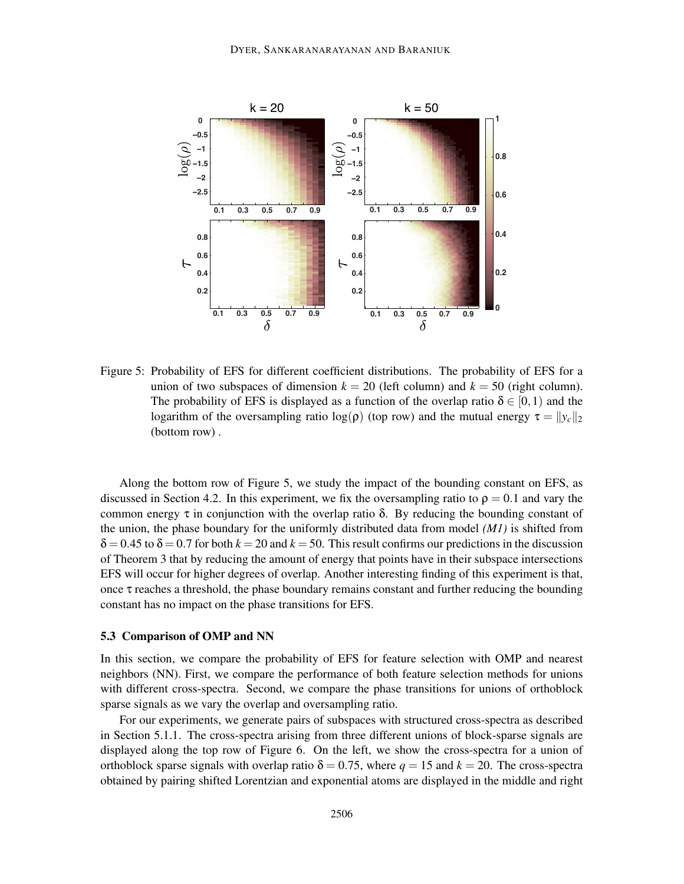k = 20

k = 50

$\log(\rho)$

0
−0.5
−1
−1.5
−2
−2.5

0.1 0.3 0.5 0.7 0.9

1
0.8
0.6
0.4
0.2
0

$\tau$

0.8
0.6
0.4
0.2

0.1 0.3 0.5 0.7 0.9

$\delta$

Figure 5: Probability of EFS for different coefficient distributions. The probability of EFS for a union of two subspaces of dimension $k = 20$ (left column) and $k = 50$ (right column). The probability of EFS is displayed as a function of the overlap ratio $\delta \in [0,1)$ and the logarithm of the oversampling ratio $\log(\rho)$ (top row) and the mutual energy $\tau = \|y_c\|_2$ (bottom row) .

Along the bottom row of Figure 5, we study the impact of the bounding constant on EFS, as discussed in Section 4.2. In this experiment, we fix the oversampling ratio to $\rho = 0.1$ and vary the common energy $\tau$ in conjunction with the overlap ratio $\delta$. By reducing the bounding constant of the union, the phase boundary for the uniformly distributed data from model *(M1)* is shifted from $\delta = 0.45$ to $\delta = 0.7$ for both $k = 20$ and $k = 50$. This result confirms our predictions in the discussion of Theorem 3 that by reducing the amount of energy that points have in their subspace intersections EFS will occur for higher degrees of overlap. Another interesting finding of this experiment is that, once $\tau$ reaches a threshold, the phase boundary remains constant and further reducing the bounding constant has no impact on the phase transitions for EFS.

### 5.3 Comparison of OMP and NN

In this section, we compare the probability of EFS for feature selection with OMP and nearest neighbors (NN). First, we compare the performance of both feature selection methods for unions with different cross-spectra. Second, we compare the phase transitions for unions of orthoblock sparse signals as we vary the overlap and oversampling ratio.

For our experiments, we generate pairs of subspaces with structured cross-spectra as described in Section 5.1.1. The cross-spectra arising from three different unions of block-sparse signals are displayed along the top row of Figure 6. On the left, we show the cross-spectra for a union of orthoblock sparse signals with overlap ratio $\delta = 0.75$, where $q = 15$ and $k = 20$. The cross-spectra obtained by pairing shifted Lorentzian and exponential atoms are displayed in the middle and right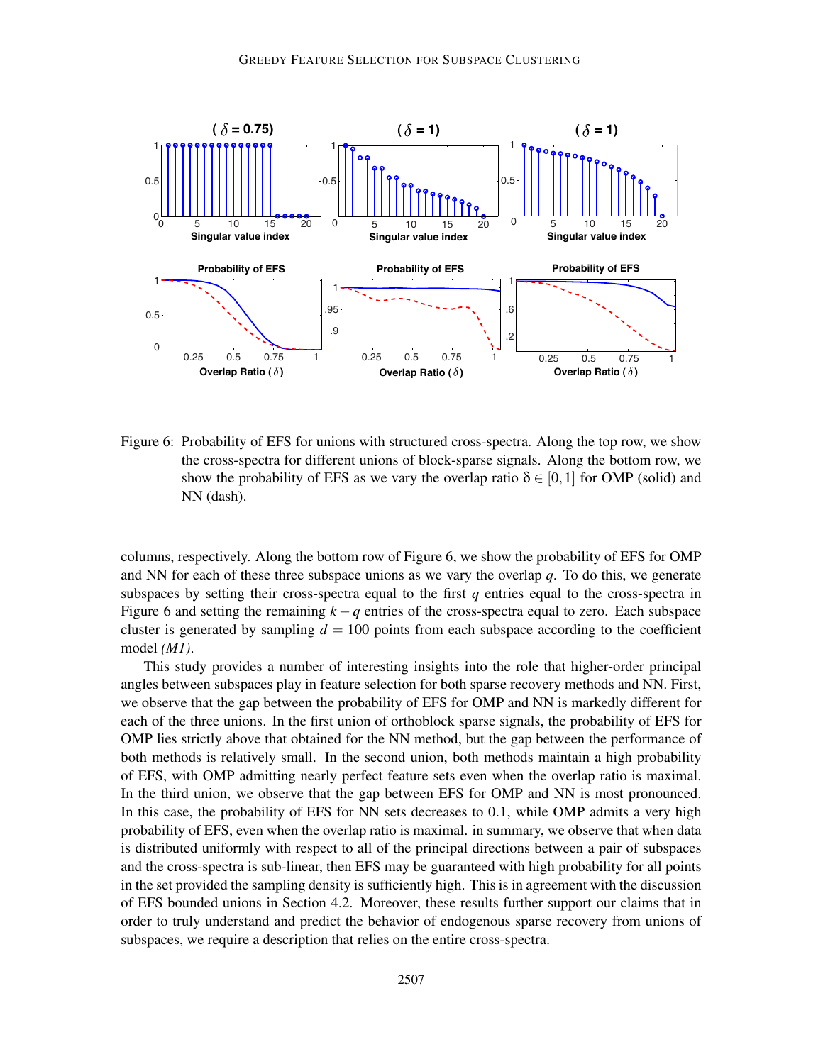( $\delta$ = 0.75)

1
0.5
0
0 5 10 15 20
Singular value index

( $\delta$ = 1)

1
0.5
0
5 10 15 20
Singular value index

( $\delta$ = 1)

1
0.5
0
5 10 15 20
Singular value index

Probability of EFS

1
0.5
0
0.25 0.5 0.75 1
Overlap Ratio ( $\delta$ )

Probability of EFS

1
.95
.9
0.25 0.5 0.75 1
Overlap Ratio ( $\delta$ )

Probability of EFS

1
.6
.2
0.25 0.5 0.75 1
Overlap Ratio ( $\delta$ )

Figure 6: Probability of EFS for unions with structured cross-spectra. Along the top row, we show the cross-spectra for different unions of block-sparse signals. Along the bottom row, we show the probability of EFS as we vary the overlap ratio $\delta \in [0,1]$ for OMP (solid) and NN (dash).

columns, respectively. Along the bottom row of Figure 6, we show the probability of EFS for OMP and NN for each of these three subspace unions as we vary the overlap $q$. To do this, we generate subspaces by setting their cross-spectra equal to the first $q$ entries equal to the cross-spectra in Figure 6 and setting the remaining $k-q$ entries of the cross-spectra equal to zero. Each subspace cluster is generated by sampling $d = 100$ points from each subspace according to the coefficient model *(M1)*.

This study provides a number of interesting insights into the role that higher-order principal angles between subspaces play in feature selection for both sparse recovery methods and NN. First, we observe that the gap between the probability of EFS for OMP and NN is markedly different for each of the three unions. In the first union of orthoblock sparse signals, the probability of EFS for OMP lies strictly above that obtained for the NN method, but the gap between the performance of both methods is relatively small. In the second union, both methods maintain a high probability of EFS, with OMP admitting nearly perfect feature sets even when the overlap ratio is maximal. In the third union, we observe that the gap between EFS for OMP and NN is most pronounced. In this case, the probability of EFS for NN sets decreases to 0.1, while OMP admits a very high probability of EFS, even when the overlap ratio is maximal. in summary, we observe that when data is distributed uniformly with respect to all of the principal directions between a pair of subspaces and the cross-spectra is sub-linear, then EFS may be guaranteed with high probability for all points in the set provided the sampling density is sufficiently high. This is in agreement with the discussion of EFS bounded unions in Section 4.2. Moreover, these results further support our claims that in order to truly understand and predict the behavior of endogenous sparse recovery from unions of subspaces, we require a description that relies on the entire cross-spectra.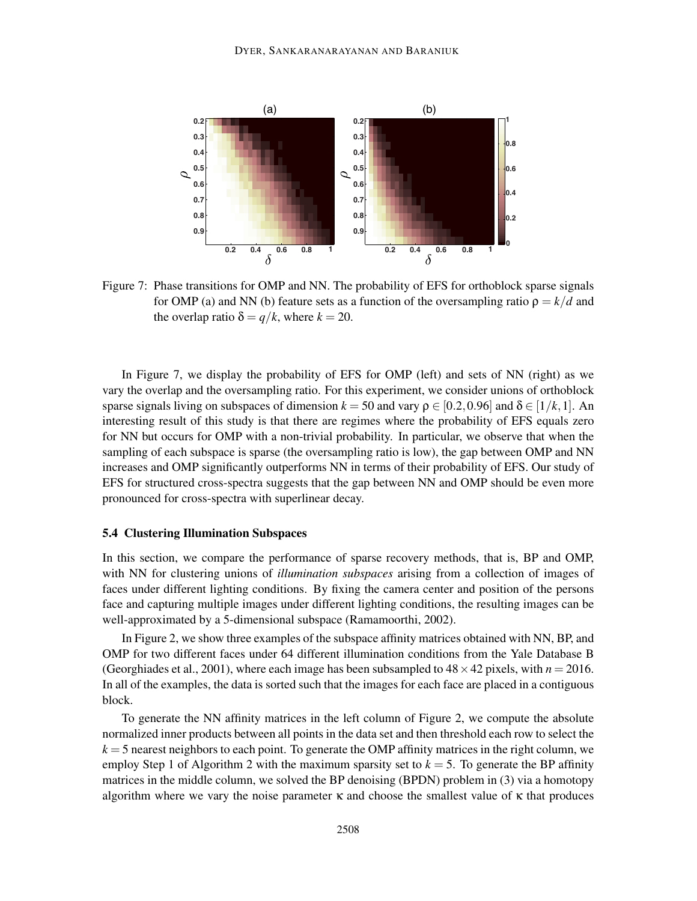(a)

0.2
0.3
0.4
0.5
0.6
0.7
0.8
0.9

$\rho$

0.2 0.4 0.6 0.8 1

$\delta$

(b)

0.2
0.3
0.4
0.5
0.6
0.7
0.8
0.9

$\rho$

0.2 0.4 0.6 0.8 1

$\delta$

1
0.8
0.6
0.4
0.2
0

Figure 7: Phase transitions for OMP and NN. The probability of EFS for orthoblock sparse signals for OMP (a) and NN (b) feature sets as a function of the oversampling ratio $\rho = k/d$ and the overlap ratio $\delta = q/k$, where $k = 20$.

In Figure 7, we display the probability of EFS for OMP (left) and sets of NN (right) as we vary the overlap and the oversampling ratio. For this experiment, we consider unions of orthoblock sparse signals living on subspaces of dimension $k = 50$ and vary $\rho \in [0.2, 0.96]$ and $\delta \in [1/k, 1]$. An interesting result of this study is that there are regimes where the probability of EFS equals zero for NN but occurs for OMP with a non-trivial probability. In particular, we observe that when the sampling of each subspace is sparse (the oversampling ratio is low), the gap between OMP and NN increases and OMP significantly outperforms NN in terms of their probability of EFS. Our study of EFS for structured cross-spectra suggests that the gap between NN and OMP should be even more pronounced for cross-spectra with superlinear decay.

### 5.4 Clustering Illumination Subspaces

In this section, we compare the performance of sparse recovery methods, that is, BP and OMP, with NN for clustering unions of *illumination subspaces* arising from a collection of images of faces under different lighting conditions. By fixing the camera center and position of the persons face and capturing multiple images under different lighting conditions, the resulting images can be well-approximated by a 5-dimensional subspace (Ramamoorthi, 2002).

In Figure 2, we show three examples of the subspace affinity matrices obtained with NN, BP, and OMP for two different faces under 64 different illumination conditions from the Yale Database B (Georghiades et al., 2001), where each image has been subsampled to $48 \times 42$ pixels, with $n = 2016$. In all of the examples, the data is sorted such that the images for each face are placed in a contiguous block.

To generate the NN affinity matrices in the left column of Figure 2, we compute the absolute normalized inner products between all points in the data set and then threshold each row to select the $k = 5$ nearest neighbors to each point. To generate the OMP affinity matrices in the right column, we employ Step 1 of Algorithm 2 with the maximum sparsity set to $k = 5$. To generate the BP affinity matrices in the middle column, we solved the BP denoising (BPDN) problem in (3) via a homotopy algorithm where we vary the noise parameter $\kappa$ and choose the smallest value of $\kappa$ that produces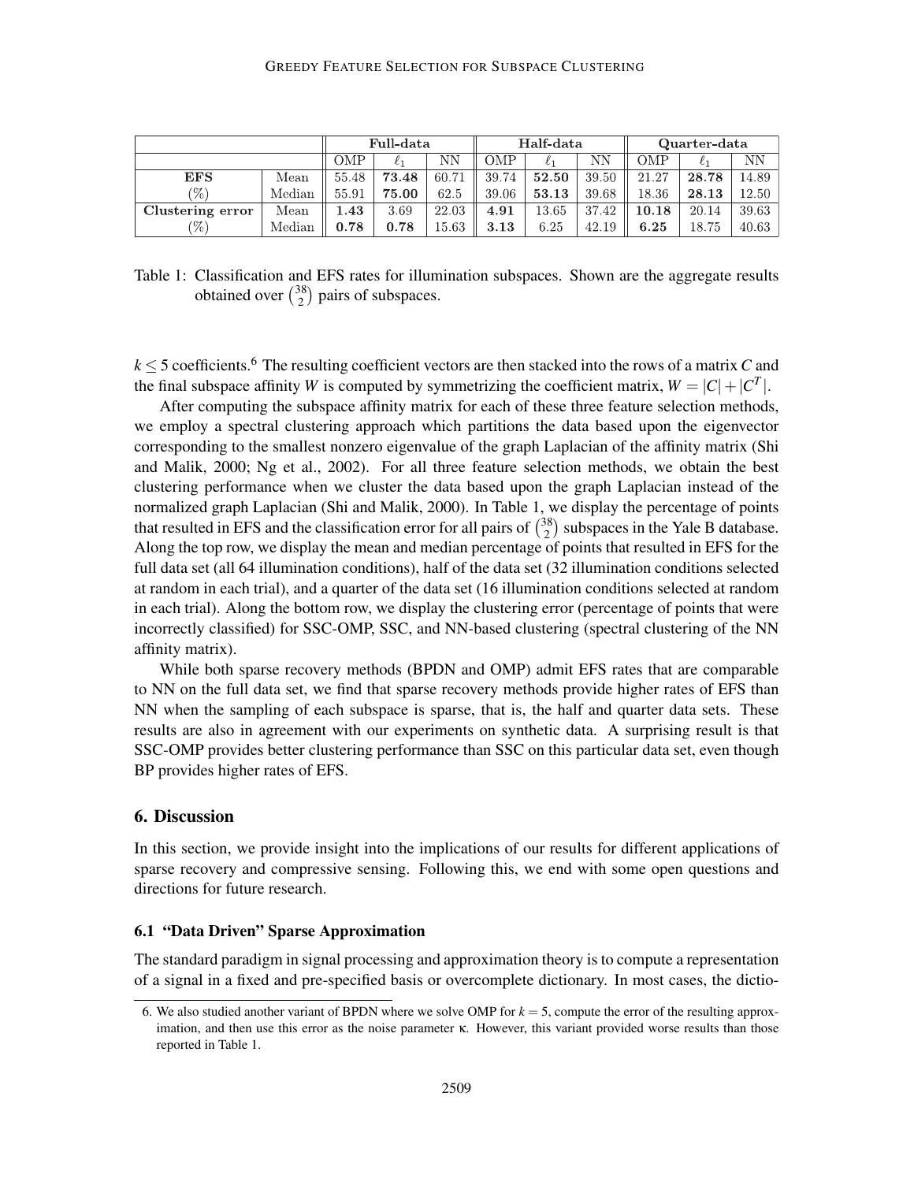| | | Full-data | | | Half-data | | | Quarter-data | | |
|---|---|---|---|---|---|---|---|---|---|---|
| | | OMP | $\ell_1$ | NN | OMP | $\ell_1$ | NN | OMP | $\ell_1$ | NN |
| **EFS** | Mean | 55.48 | **73.48** | 60.71 | 39.74 | **52.50** | 39.50 | 21.27 | **28.78** | 14.89 |
| (%) | Median | 55.91 | **75.00** | 62.5 | 39.06 | **53.13** | 39.68 | 18.36 | **28.13** | 12.50 |
| **Clustering error** | Mean | **1.43** | 3.69 | 22.03 | **4.91** | 13.65 | 37.42 | **10.18** | 20.14 | 39.63 |
| (%) | Median | **0.78** | **0.78** | 15.63 | **3.13** | 6.25 | 42.19 | **6.25** | 18.75 | 40.63 |

Table 1: Classification and EFS rates for illumination subspaces. Shown are the aggregate results obtained over $\binom{38}{2}$ pairs of subspaces.

$k \leq 5$ coefficients.[6] The resulting coefficient vectors are then stacked into the rows of a matrix $C$ and the final subspace affinity $W$ is computed by symmetrizing the coefficient matrix, $W = |C| + |C^T|$.

After computing the subspace affinity matrix for each of these three feature selection methods, we employ a spectral clustering approach which partitions the data based upon the eigenvector corresponding to the smallest nonzero eigenvalue of the graph Laplacian of the affinity matrix (Shi and Malik, 2000; Ng et al., 2002). For all three feature selection methods, we obtain the best clustering performance when we cluster the data based upon the graph Laplacian instead of the normalized graph Laplacian (Shi and Malik, 2000). In Table 1, we display the percentage of points that resulted in EFS and the classification error for all pairs of $\binom{38}{2}$ subspaces in the Yale B database. Along the top row, we display the mean and median percentage of points that resulted in EFS for the full data set (all 64 illumination conditions), half of the data set (32 illumination conditions selected at random in each trial), and a quarter of the data set (16 illumination conditions selected at random in each trial). Along the bottom row, we display the clustering error (percentage of points that were incorrectly classified) for SSC-OMP, SSC, and NN-based clustering (spectral clustering of the NN affinity matrix).

While both sparse recovery methods (BPDN and OMP) admit EFS rates that are comparable to NN on the full data set, we find that sparse recovery methods provide higher rates of EFS than NN when the sampling of each subspace is sparse, that is, the half and quarter data sets. These results are also in agreement with our experiments on synthetic data. A surprising result is that SSC-OMP provides better clustering performance than SSC on this particular data set, even though BP provides higher rates of EFS.

## 6. Discussion

In this section, we provide insight into the implications of our results for different applications of sparse recovery and compressive sensing. Following this, we end with some open questions and directions for future research.

### 6.1 "Data Driven" Sparse Approximation

The standard paradigm in signal processing and approximation theory is to compute a representation of a signal in a fixed and pre-specified basis or overcomplete dictionary. In most cases, the dictio-

6. We also studied another variant of BPDN where we solve OMP for $k = 5$, compute the error of the resulting approximation, and then use this error as the noise parameter $\kappa$. However, this variant provided worse results than those reported in Table 1.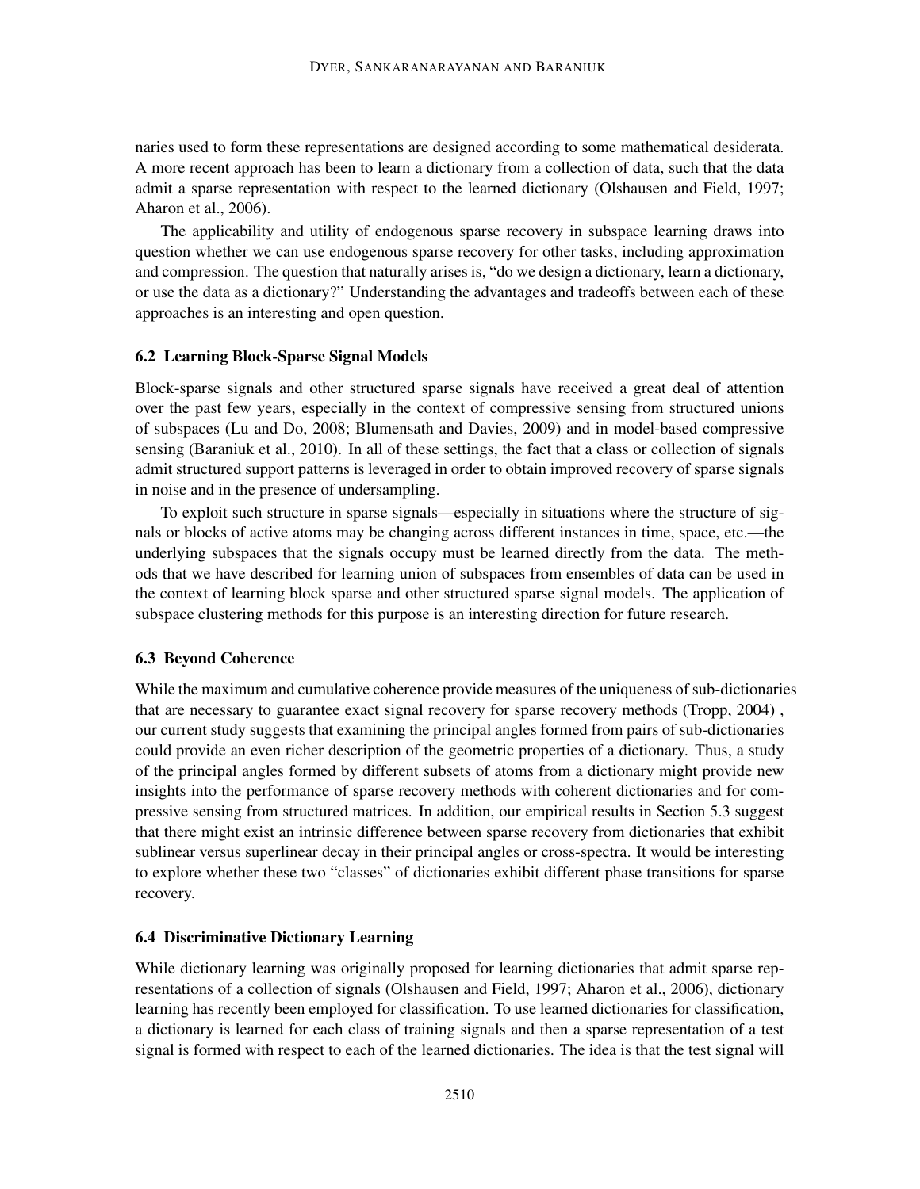naries used to form these representations are designed according to some mathematical desiderata. A more recent approach has been to learn a dictionary from a collection of data, such that the data admit a sparse representation with respect to the learned dictionary (Olshausen and Field, 1997; Aharon et al., 2006).

The applicability and utility of endogenous sparse recovery in subspace learning draws into question whether we can use endogenous sparse recovery for other tasks, including approximation and compression. The question that naturally arises is, "do we design a dictionary, learn a dictionary, or use the data as a dictionary?" Understanding the advantages and tradeoffs between each of these approaches is an interesting and open question.

### 6.2 Learning Block-Sparse Signal Models

Block-sparse signals and other structured sparse signals have received a great deal of attention over the past few years, especially in the context of compressive sensing from structured unions of subspaces (Lu and Do, 2008; Blumensath and Davies, 2009) and in model-based compressive sensing (Baraniuk et al., 2010). In all of these settings, the fact that a class or collection of signals admit structured support patterns is leveraged in order to obtain improved recovery of sparse signals in noise and in the presence of undersampling.

To exploit such structure in sparse signals—especially in situations where the structure of signals or blocks of active atoms may be changing across different instances in time, space, etc.—the underlying subspaces that the signals occupy must be learned directly from the data. The methods that we have described for learning union of subspaces from ensembles of data can be used in the context of learning block sparse and other structured sparse signal models. The application of subspace clustering methods for this purpose is an interesting direction for future research.

### 6.3 Beyond Coherence

While the maximum and cumulative coherence provide measures of the uniqueness of sub-dictionaries that are necessary to guarantee exact signal recovery for sparse recovery methods (Tropp, 2004) , our current study suggests that examining the principal angles formed from pairs of sub-dictionaries could provide an even richer description of the geometric properties of a dictionary. Thus, a study of the principal angles formed by different subsets of atoms from a dictionary might provide new insights into the performance of sparse recovery methods with coherent dictionaries and for compressive sensing from structured matrices. In addition, our empirical results in Section 5.3 suggest that there might exist an intrinsic difference between sparse recovery from dictionaries that exhibit sublinear versus superlinear decay in their principal angles or cross-spectra. It would be interesting to explore whether these two "classes" of dictionaries exhibit different phase transitions for sparse recovery.

### 6.4 Discriminative Dictionary Learning

While dictionary learning was originally proposed for learning dictionaries that admit sparse representations of a collection of signals (Olshausen and Field, 1997; Aharon et al., 2006), dictionary learning has recently been employed for classification. To use learned dictionaries for classification, a dictionary is learned for each class of training signals and then a sparse representation of a test signal is formed with respect to each of the learned dictionaries. The idea is that the test signal will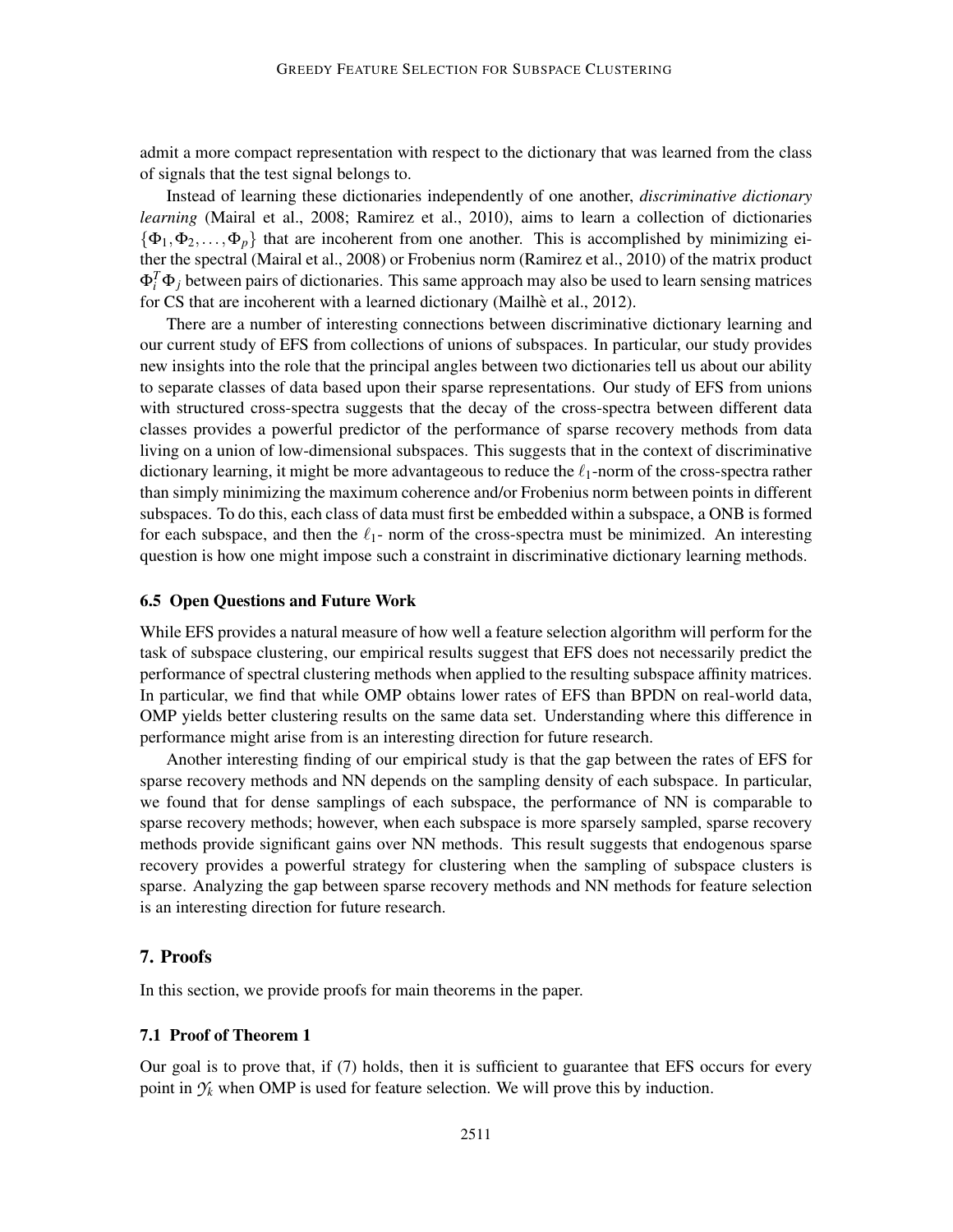admit a more compact representation with respect to the dictionary that was learned from the class of signals that the test signal belongs to.

Instead of learning these dictionaries independently of one another, *discriminative dictionary learning* (Mairal et al., 2008; Ramirez et al., 2010), aims to learn a collection of dictionaries $\{\Phi_1, \Phi_2, \ldots, \Phi_p\}$ that are incoherent from one another. This is accomplished by minimizing either the spectral (Mairal et al., 2008) or Frobenius norm (Ramirez et al., 2010) of the matrix product $\Phi_i^T \Phi_j$ between pairs of dictionaries. This same approach may also be used to learn sensing matrices for CS that are incoherent with a learned dictionary (Mailhè et al., 2012).

There are a number of interesting connections between discriminative dictionary learning and our current study of EFS from collections of unions of subspaces. In particular, our study provides new insights into the role that the principal angles between two dictionaries tell us about our ability to separate classes of data based upon their sparse representations. Our study of EFS from unions with structured cross-spectra suggests that the decay of the cross-spectra between different data classes provides a powerful predictor of the performance of sparse recovery methods from data living on a union of low-dimensional subspaces. This suggests that in the context of discriminative dictionary learning, it might be more advantageous to reduce the $\ell_1$-norm of the cross-spectra rather than simply minimizing the maximum coherence and/or Frobenius norm between points in different subspaces. To do this, each class of data must first be embedded within a subspace, a ONB is formed for each subspace, and then the $\ell_1$- norm of the cross-spectra must be minimized. An interesting question is how one might impose such a constraint in discriminative dictionary learning methods.

### 6.5 Open Questions and Future Work

While EFS provides a natural measure of how well a feature selection algorithm will perform for the task of subspace clustering, our empirical results suggest that EFS does not necessarily predict the performance of spectral clustering methods when applied to the resulting subspace affinity matrices. In particular, we find that while OMP obtains lower rates of EFS than BPDN on real-world data, OMP yields better clustering results on the same data set. Understanding where this difference in performance might arise from is an interesting direction for future research.

Another interesting finding of our empirical study is that the gap between the rates of EFS for sparse recovery methods and NN depends on the sampling density of each subspace. In particular, we found that for dense samplings of each subspace, the performance of NN is comparable to sparse recovery methods; however, when each subspace is more sparsely sampled, sparse recovery methods provide significant gains over NN methods. This result suggests that endogenous sparse recovery provides a powerful strategy for clustering when the sampling of subspace clusters is sparse. Analyzing the gap between sparse recovery methods and NN methods for feature selection is an interesting direction for future research.

## 7. Proofs

In this section, we provide proofs for main theorems in the paper.

### 7.1 Proof of Theorem 1

Our goal is to prove that, if (7) holds, then it is sufficient to guarantee that EFS occurs for every point in $\mathcal{Y}_k$ when OMP is used for feature selection. We will prove this by induction.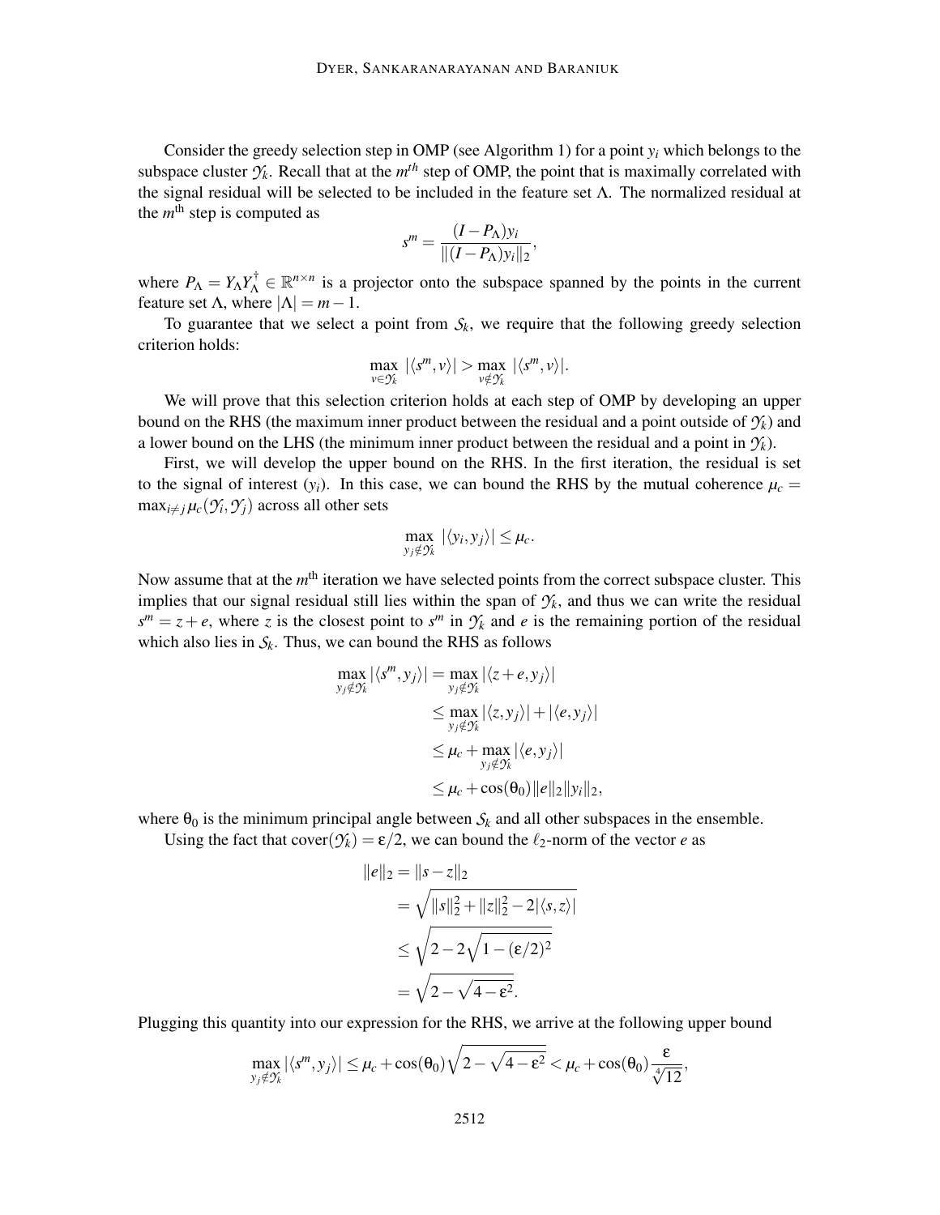Consider the greedy selection step in OMP (see Algorithm 1) for a point $y_i$ which belongs to the subspace cluster $\mathcal{Y}_k$. Recall that at the $m^{th}$ step of OMP, the point that is maximally correlated with the signal residual will be selected to be included in the feature set $\Lambda$. The normalized residual at the $m^{\text{th}}$ step is computed as

$$s^m = \frac{(I - P_\Lambda) y_i}{\|(I - P_\Lambda) y_i\|_2},$$

where $P_\Lambda = Y_\Lambda Y_\Lambda^\dagger \in \mathbb{R}^{n \times n}$ is a projector onto the subspace spanned by the points in the current feature set $\Lambda$, where $|\Lambda| = m - 1$.

To guarantee that we select a point from $\mathcal{S}_k$, we require that the following greedy selection criterion holds:

$$\max_{v \in \mathcal{Y}_k} |\langle s^m, v \rangle| > \max_{v \notin \mathcal{Y}_k} |\langle s^m, v \rangle|.$$

We will prove that this selection criterion holds at each step of OMP by developing an upper bound on the RHS (the maximum inner product between the residual and a point outside of $\mathcal{Y}_k$) and a lower bound on the LHS (the minimum inner product between the residual and a point in $\mathcal{Y}_k$).

First, we will develop the upper bound on the RHS. In the first iteration, the residual is set to the signal of interest ($y_i$). In this case, we can bound the RHS by the mutual coherence $\mu_c = \max_{i \neq j} \mu_c(\mathcal{Y}_i, \mathcal{Y}_j)$ across all other sets

$$\max_{y_j \notin \mathcal{Y}_k} |\langle y_i, y_j \rangle| \leq \mu_c.$$

Now assume that at the $m^{\text{th}}$ iteration we have selected points from the correct subspace cluster. This implies that our signal residual still lies within the span of $\mathcal{Y}_k$, and thus we can write the residual $s^m = z + e$, where $z$ is the closest point to $s^m$ in $\mathcal{Y}_k$ and $e$ is the remaining portion of the residual which also lies in $\mathcal{S}_k$. Thus, we can bound the RHS as follows

$$\begin{aligned}
\max_{y_j \notin \mathcal{Y}_k} |\langle s^m, y_j \rangle| &= \max_{y_j \notin \mathcal{Y}_k} |\langle z + e, y_j \rangle| \\
&\leq \max_{y_j \notin \mathcal{Y}_k} |\langle z, y_j \rangle| + |\langle e, y_j \rangle| \\
&\leq \mu_c + \max_{y_j \notin \mathcal{Y}_k} |\langle e, y_j \rangle| \\
&\leq \mu_c + \cos(\theta_0) \|e\|_2 \|y_i\|_2,
\end{aligned}$$

where $\theta_0$ is the minimum principal angle between $\mathcal{S}_k$ and all other subspaces in the ensemble.

Using the fact that $\text{cover}(\mathcal{Y}_k) = \varepsilon/2$, we can bound the $\ell_2$-norm of the vector $e$ as

$$\begin{aligned}
\|e\|_2 &= \|s - z\|_2 \\
&= \sqrt{\|s\|_2^2 + \|z\|_2^2 - 2|\langle s, z \rangle|} \\
&\leq \sqrt{2 - 2\sqrt{1 - (\varepsilon/2)^2}} \\
&= \sqrt{2 - \sqrt{4 - \varepsilon^2}}.
\end{aligned}$$

Plugging this quantity into our expression for the RHS, we arrive at the following upper bound

$$\max_{y_j \notin \mathcal{Y}_k} |\langle s^m, y_j \rangle| \leq \mu_c + \cos(\theta_0) \sqrt{2 - \sqrt{4 - \varepsilon^2}} < \mu_c + \cos(\theta_0) \frac{\varepsilon}{\sqrt[4]{12}},$$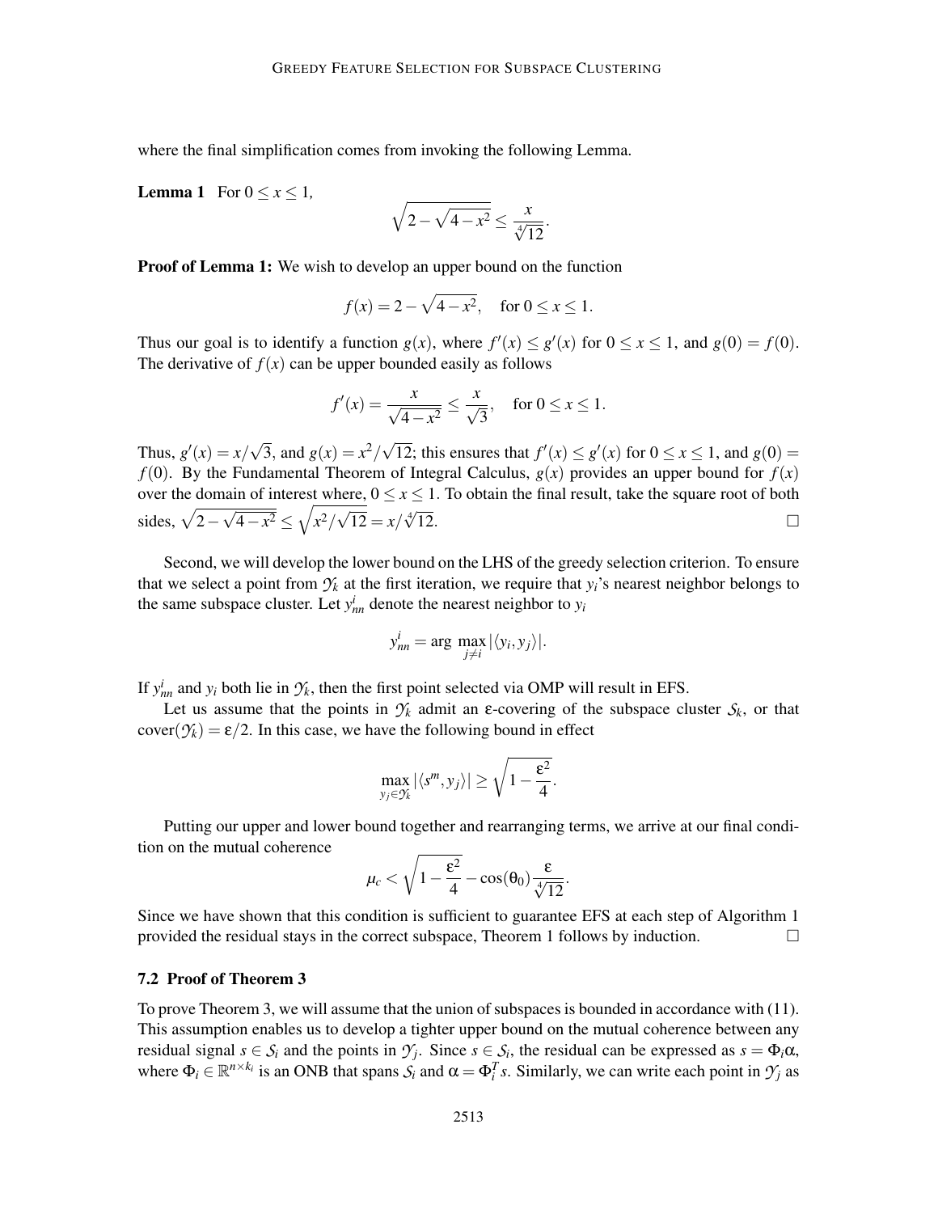where the final simplification comes from invoking the following Lemma.

**Lemma 1** For $0 \leq x \leq 1$,

$$\sqrt{2 - \sqrt{4 - x^2}} \leq \frac{x}{\sqrt[4]{12}}.$$

**Proof of Lemma 1:** We wish to develop an upper bound on the function

$$f(x) = 2 - \sqrt{4 - x^2}, \quad \text{for } 0 \leq x \leq 1.$$

Thus our goal is to identify a function $g(x)$, where $f'(x) \leq g'(x)$ for $0 \leq x \leq 1$, and $g(0) = f(0)$. The derivative of $f(x)$ can be upper bounded easily as follows

$$f'(x) = \frac{x}{\sqrt{4 - x^2}} \leq \frac{x}{\sqrt{3}}, \quad \text{for } 0 \leq x \leq 1.$$

Thus, $g'(x) = x/\sqrt{3}$, and $g(x) = x^2/\sqrt{12}$; this ensures that $f'(x) \leq g'(x)$ for $0 \leq x \leq 1$, and $g(0) = f(0)$. By the Fundamental Theorem of Integral Calculus, $g(x)$ provides an upper bound for $f(x)$ over the domain of interest where, $0 \leq x \leq 1$. To obtain the final result, take the square root of both sides, $\sqrt{2 - \sqrt{4 - x^2}} \leq \sqrt{x^2/\sqrt{12}} = x/\sqrt[4]{12}$. □

Second, we will develop the lower bound on the LHS of the greedy selection criterion. To ensure that we select a point from $\mathcal{Y}_k$ at the first iteration, we require that $y_i$'s nearest neighbor belongs to the same subspace cluster. Let $y^i_{nn}$ denote the nearest neighbor to $y_i$

$$y^i_{nn} = \arg \max_{j \neq i} |\langle y_i, y_j \rangle|.$$

If $y^i_{nn}$ and $y_i$ both lie in $\mathcal{Y}_k$, then the first point selected via OMP will result in EFS.

Let us assume that the points in $\mathcal{Y}_k$ admit an $\varepsilon$-covering of the subspace cluster $\mathcal{S}_k$, or that $\text{cover}(\mathcal{Y}_k) = \varepsilon/2$. In this case, we have the following bound in effect

$$\max_{y_j \in \mathcal{Y}_k} |\langle s^m, y_j \rangle| \geq \sqrt{1 - \frac{\varepsilon^2}{4}}.$$

Putting our upper and lower bound together and rearranging terms, we arrive at our final condition on the mutual coherence

$$\mu_c < \sqrt{1 - \frac{\varepsilon^2}{4}} - \cos(\theta_0)\frac{\varepsilon}{\sqrt[4]{12}}.$$

Since we have shown that this condition is sufficient to guarantee EFS at each step of Algorithm 1 provided the residual stays in the correct subspace, Theorem 1 follows by induction. □

### 7.2 Proof of Theorem 3

To prove Theorem 3, we will assume that the union of subspaces is bounded in accordance with (11). This assumption enables us to develop a tighter upper bound on the mutual coherence between any residual signal $s \in \mathcal{S}_i$ and the points in $\mathcal{Y}_j$. Since $s \in \mathcal{S}_i$, the residual can be expressed as $s = \Phi_i \alpha$, where $\Phi_i \in \mathbb{R}^{n \times k_i}$ is an ONB that spans $\mathcal{S}_i$ and $\alpha = \Phi_i^T s$. Similarly, we can write each point in $\mathcal{Y}_j$ as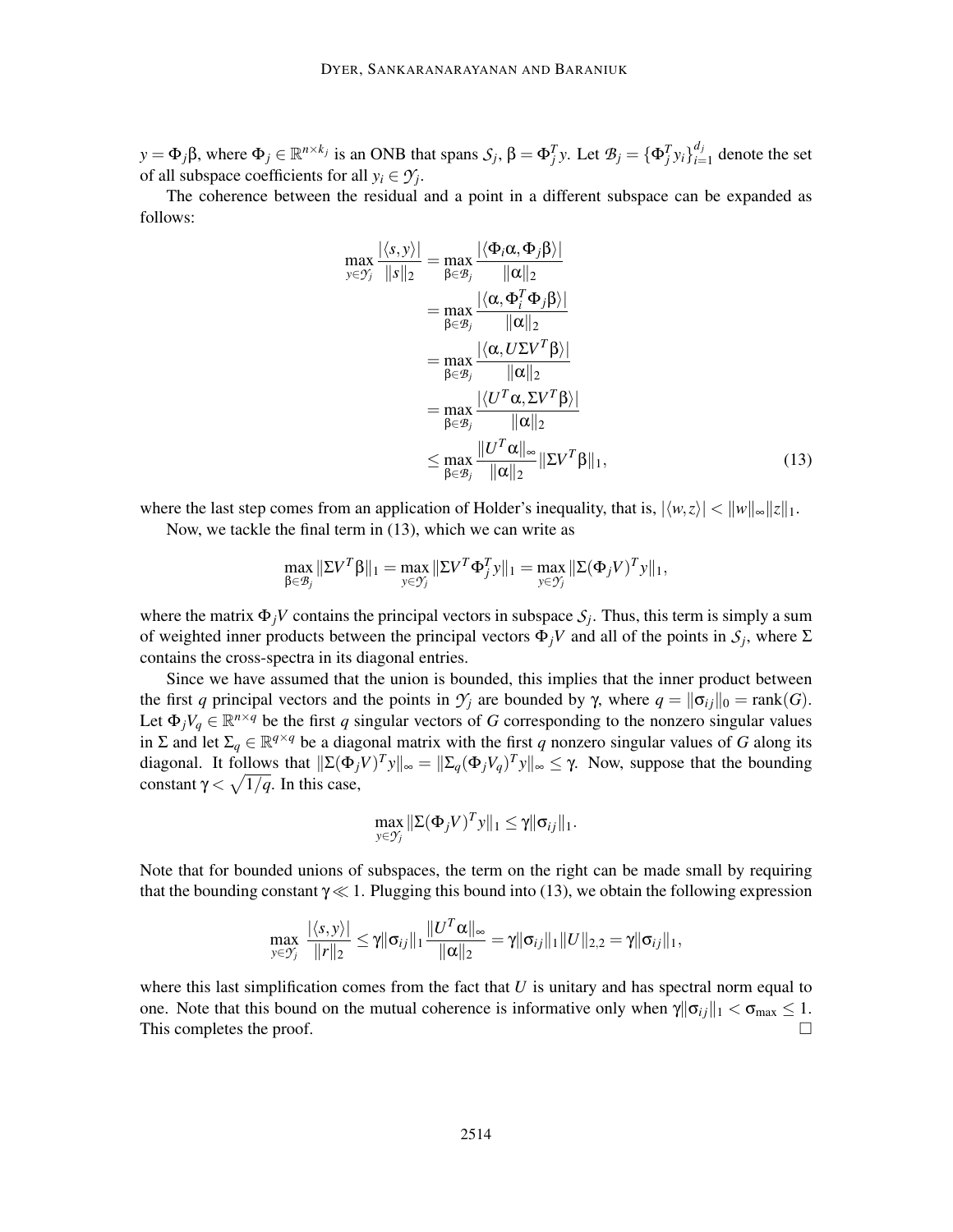$y = \Phi_j \beta$, where $\Phi_j \in \mathbb{R}^{n \times k_j}$ is an ONB that spans $\mathcal{S}_j$, $\beta = \Phi_j^T y$. Let $\mathcal{B}_j = \{\Phi_j^T y_i\}_{i=1}^{d_j}$ denote the set of all subspace coefficients for all $y_i \in \mathcal{Y}_j$.

The coherence between the residual and a point in a different subspace can be expanded as follows:

$$
\begin{aligned}
\max_{y \in \mathcal{Y}_j} \frac{|\langle s, y \rangle|}{\|s\|_2} &= \max_{\beta \in \mathcal{B}_j} \frac{|\langle \Phi_i \alpha, \Phi_j \beta \rangle|}{\|\alpha\|_2} \\
&= \max_{\beta \in \mathcal{B}_j} \frac{|\langle \alpha, \Phi_i^T \Phi_j \beta \rangle|}{\|\alpha\|_2} \\
&= \max_{\beta \in \mathcal{B}_j} \frac{|\langle \alpha, U \Sigma V^T \beta \rangle|}{\|\alpha\|_2} \\
&= \max_{\beta \in \mathcal{B}_j} \frac{|\langle U^T \alpha, \Sigma V^T \beta \rangle|}{\|\alpha\|_2} \\
&\leq \max_{\beta \in \mathcal{B}_j} \frac{\|U^T \alpha\|_\infty}{\|\alpha\|_2} \|\Sigma V^T \beta\|_1, \qquad (13)
\end{aligned}
$$

where the last step comes from an application of Holder's inequality, that is, $|\langle w, z \rangle| < \|w\|_\infty \|z\|_1$.

Now, we tackle the final term in (13), which we can write as

$$
\max_{\beta \in \mathcal{B}_j} \|\Sigma V^T \beta\|_1 = \max_{y \in \mathcal{Y}_j} \|\Sigma V^T \Phi_j^T y\|_1 = \max_{y \in \mathcal{Y}_j} \|\Sigma (\Phi_j V)^T y\|_1,
$$

where the matrix $\Phi_j V$ contains the principal vectors in subspace $\mathcal{S}_j$. Thus, this term is simply a sum of weighted inner products between the principal vectors $\Phi_j V$ and all of the points in $\mathcal{S}_j$, where $\Sigma$ contains the cross-spectra in its diagonal entries.

Since we have assumed that the union is bounded, this implies that the inner product between the first $q$ principal vectors and the points in $\mathcal{Y}_j$ are bounded by $\gamma$, where $q = \|\sigma_{ij}\|_0 = \text{rank}(G)$. Let $\Phi_j V_q \in \mathbb{R}^{n \times q}$ be the first $q$ singular vectors of $G$ corresponding to the nonzero singular values in $\Sigma$ and let $\Sigma_q \in \mathbb{R}^{q \times q}$ be a diagonal matrix with the first $q$ nonzero singular values of $G$ along its diagonal. It follows that $\|\Sigma (\Phi_j V)^T y\|_\infty = \|\Sigma_q (\Phi_j V_q)^T y\|_\infty \leq \gamma$. Now, suppose that the bounding constant $\gamma < \sqrt{1/q}$. In this case,

$$
\max_{y \in \mathcal{Y}_j} \|\Sigma (\Phi_j V)^T y\|_1 \leq \gamma \|\sigma_{ij}\|_1.
$$

Note that for bounded unions of subspaces, the term on the right can be made small by requiring that the bounding constant $\gamma \ll 1$. Plugging this bound into (13), we obtain the following expression

$$
\max_{y \in \mathcal{Y}_j} \frac{|\langle s, y \rangle|}{\|r\|_2} \leq \gamma \|\sigma_{ij}\|_1 \frac{\|U^T \alpha\|_\infty}{\|\alpha\|_2} = \gamma \|\sigma_{ij}\|_1 \|U\|_{2,2} = \gamma \|\sigma_{ij}\|_1,
$$

where this last simplification comes from the fact that $U$ is unitary and has spectral norm equal to one. Note that this bound on the mutual coherence is informative only when $\gamma \|\sigma_{ij}\|_1 < \sigma_{\max} \leq 1$. This completes the proof. □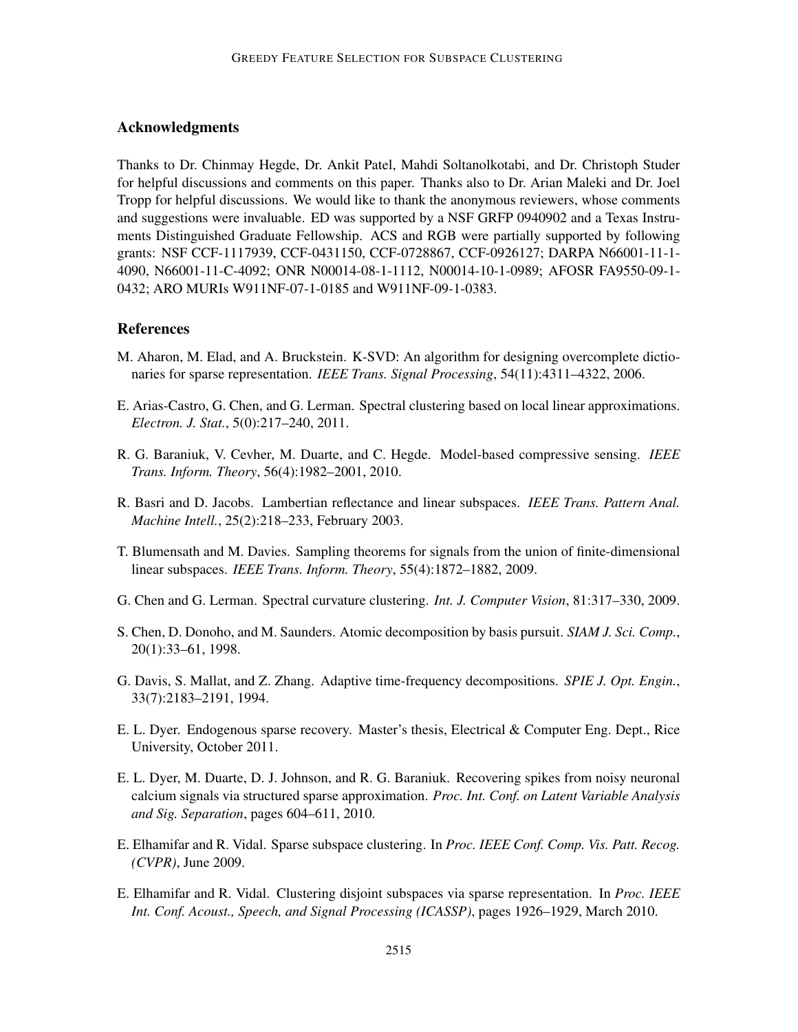## Acknowledgments

Thanks to Dr. Chinmay Hegde, Dr. Ankit Patel, Mahdi Soltanolkotabi, and Dr. Christoph Studer for helpful discussions and comments on this paper. Thanks also to Dr. Arian Maleki and Dr. Joel Tropp for helpful discussions. We would like to thank the anonymous reviewers, whose comments and suggestions were invaluable. ED was supported by a NSF GRFP 0940902 and a Texas Instruments Distinguished Graduate Fellowship. ACS and RGB were partially supported by following grants: NSF CCF-1117939, CCF-0431150, CCF-0728867, CCF-0926127; DARPA N66001-11-1-4090, N66001-11-C-4092; ONR N00014-08-1-1112, N00014-10-1-0989; AFOSR FA9550-09-1-0432; ARO MURIs W911NF-07-1-0185 and W911NF-09-1-0383.

## References

M. Aharon, M. Elad, and A. Bruckstein. K-SVD: An algorithm for designing overcomplete dictionaries for sparse representation. *IEEE Trans. Signal Processing*, 54(11):4311–4322, 2006.

E. Arias-Castro, G. Chen, and G. Lerman. Spectral clustering based on local linear approximations. *Electron. J. Stat.*, 5(0):217–240, 2011.

R. G. Baraniuk, V. Cevher, M. Duarte, and C. Hegde. Model-based compressive sensing. *IEEE Trans. Inform. Theory*, 56(4):1982–2001, 2010.

R. Basri and D. Jacobs. Lambertian reflectance and linear subspaces. *IEEE Trans. Pattern Anal. Machine Intell.*, 25(2):218–233, February 2003.

T. Blumensath and M. Davies. Sampling theorems for signals from the union of finite-dimensional linear subspaces. *IEEE Trans. Inform. Theory*, 55(4):1872–1882, 2009.

G. Chen and G. Lerman. Spectral curvature clustering. *Int. J. Computer Vision*, 81:317–330, 2009.

S. Chen, D. Donoho, and M. Saunders. Atomic decomposition by basis pursuit. *SIAM J. Sci. Comp.*, 20(1):33–61, 1998.

G. Davis, S. Mallat, and Z. Zhang. Adaptive time-frequency decompositions. *SPIE J. Opt. Engin.*, 33(7):2183–2191, 1994.

E. L. Dyer. Endogenous sparse recovery. Master's thesis, Electrical & Computer Eng. Dept., Rice University, October 2011.

E. L. Dyer, M. Duarte, D. J. Johnson, and R. G. Baraniuk. Recovering spikes from noisy neuronal calcium signals via structured sparse approximation. *Proc. Int. Conf. on Latent Variable Analysis and Sig. Separation*, pages 604–611, 2010.

E. Elhamifar and R. Vidal. Sparse subspace clustering. In *Proc. IEEE Conf. Comp. Vis. Patt. Recog. (CVPR)*, June 2009.

E. Elhamifar and R. Vidal. Clustering disjoint subspaces via sparse representation. In *Proc. IEEE Int. Conf. Acoust., Speech, and Signal Processing (ICASSP)*, pages 1926–1929, March 2010.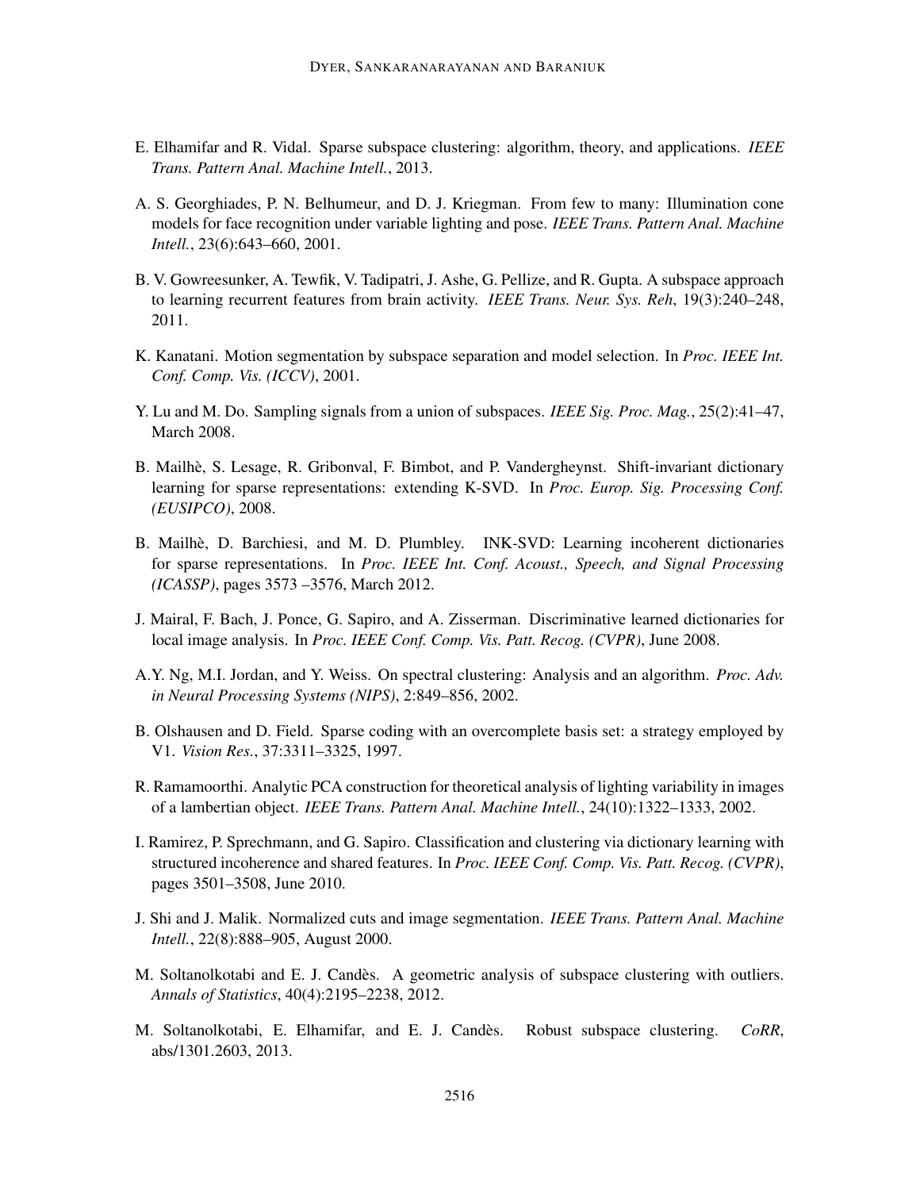E. Elhamifar and R. Vidal. Sparse subspace clustering: algorithm, theory, and applications. *IEEE Trans. Pattern Anal. Machine Intell.*, 2013.

A. S. Georghiades, P. N. Belhumeur, and D. J. Kriegman. From few to many: Illumination cone models for face recognition under variable lighting and pose. *IEEE Trans. Pattern Anal. Machine Intell.*, 23(6):643–660, 2001.

B. V. Gowreesunker, A. Tewfik, V. Tadipatri, J. Ashe, G. Pellize, and R. Gupta. A subspace approach to learning recurrent features from brain activity. *IEEE Trans. Neur. Sys. Reh*, 19(3):240–248, 2011.

K. Kanatani. Motion segmentation by subspace separation and model selection. In *Proc. IEEE Int. Conf. Comp. Vis. (ICCV)*, 2001.

Y. Lu and M. Do. Sampling signals from a union of subspaces. *IEEE Sig. Proc. Mag.*, 25(2):41–47, March 2008.

B. Mailhè, S. Lesage, R. Gribonval, F. Bimbot, and P. Vandergheynst. Shift-invariant dictionary learning for sparse representations: extending K-SVD. In *Proc. Europ. Sig. Processing Conf. (EUSIPCO)*, 2008.

B. Mailhè, D. Barchiesi, and M. D. Plumbley. INK-SVD: Learning incoherent dictionaries for sparse representations. In *Proc. IEEE Int. Conf. Acoust., Speech, and Signal Processing (ICASSP)*, pages 3573 –3576, March 2012.

J. Mairal, F. Bach, J. Ponce, G. Sapiro, and A. Zisserman. Discriminative learned dictionaries for local image analysis. In *Proc. IEEE Conf. Comp. Vis. Patt. Recog. (CVPR)*, June 2008.

A.Y. Ng, M.I. Jordan, and Y. Weiss. On spectral clustering: Analysis and an algorithm. *Proc. Adv. in Neural Processing Systems (NIPS)*, 2:849–856, 2002.

B. Olshausen and D. Field. Sparse coding with an overcomplete basis set: a strategy employed by V1. *Vision Res.*, 37:3311–3325, 1997.

R. Ramamoorthi. Analytic PCA construction for theoretical analysis of lighting variability in images of a lambertian object. *IEEE Trans. Pattern Anal. Machine Intell.*, 24(10):1322–1333, 2002.

I. Ramirez, P. Sprechmann, and G. Sapiro. Classification and clustering via dictionary learning with structured incoherence and shared features. In *Proc. IEEE Conf. Comp. Vis. Patt. Recog. (CVPR)*, pages 3501–3508, June 2010.

J. Shi and J. Malik. Normalized cuts and image segmentation. *IEEE Trans. Pattern Anal. Machine Intell.*, 22(8):888–905, August 2000.

M. Soltanolkotabi and E. J. Candès. A geometric analysis of subspace clustering with outliers. *Annals of Statistics*, 40(4):2195–2238, 2012.

M. Soltanolkotabi, E. Elhamifar, and E. J. Candès. Robust subspace clustering. *CoRR*, abs/1301.2603, 2013.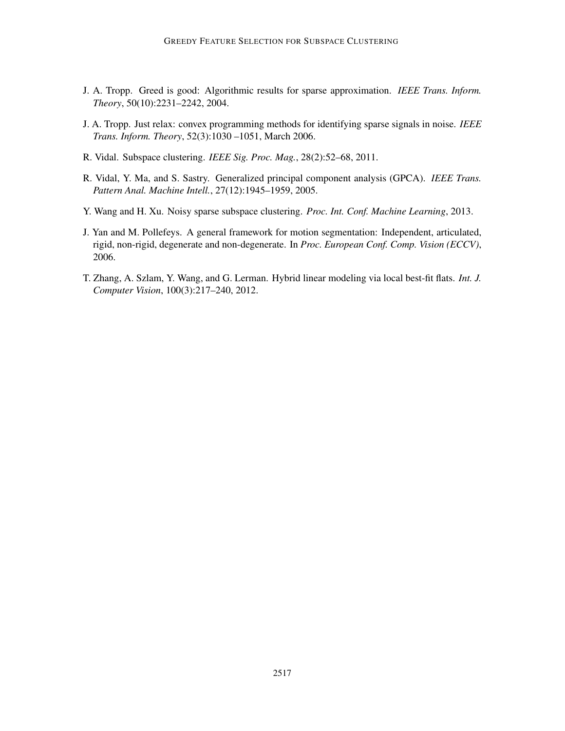J. A. Tropp. Greed is good: Algorithmic results for sparse approximation. *IEEE Trans. Inform. Theory*, 50(10):2231–2242, 2004.

J. A. Tropp. Just relax: convex programming methods for identifying sparse signals in noise. *IEEE Trans. Inform. Theory*, 52(3):1030 –1051, March 2006.

R. Vidal. Subspace clustering. *IEEE Sig. Proc. Mag.*, 28(2):52–68, 2011.

R. Vidal, Y. Ma, and S. Sastry. Generalized principal component analysis (GPCA). *IEEE Trans. Pattern Anal. Machine Intell.*, 27(12):1945–1959, 2005.

Y. Wang and H. Xu. Noisy sparse subspace clustering. *Proc. Int. Conf. Machine Learning*, 2013.

J. Yan and M. Pollefeys. A general framework for motion segmentation: Independent, articulated, rigid, non-rigid, degenerate and non-degenerate. In *Proc. European Conf. Comp. Vision (ECCV)*, 2006.

T. Zhang, A. Szlam, Y. Wang, and G. Lerman. Hybrid linear modeling via local best-fit flats. *Int. J. Computer Vision*, 100(3):217–240, 2012.